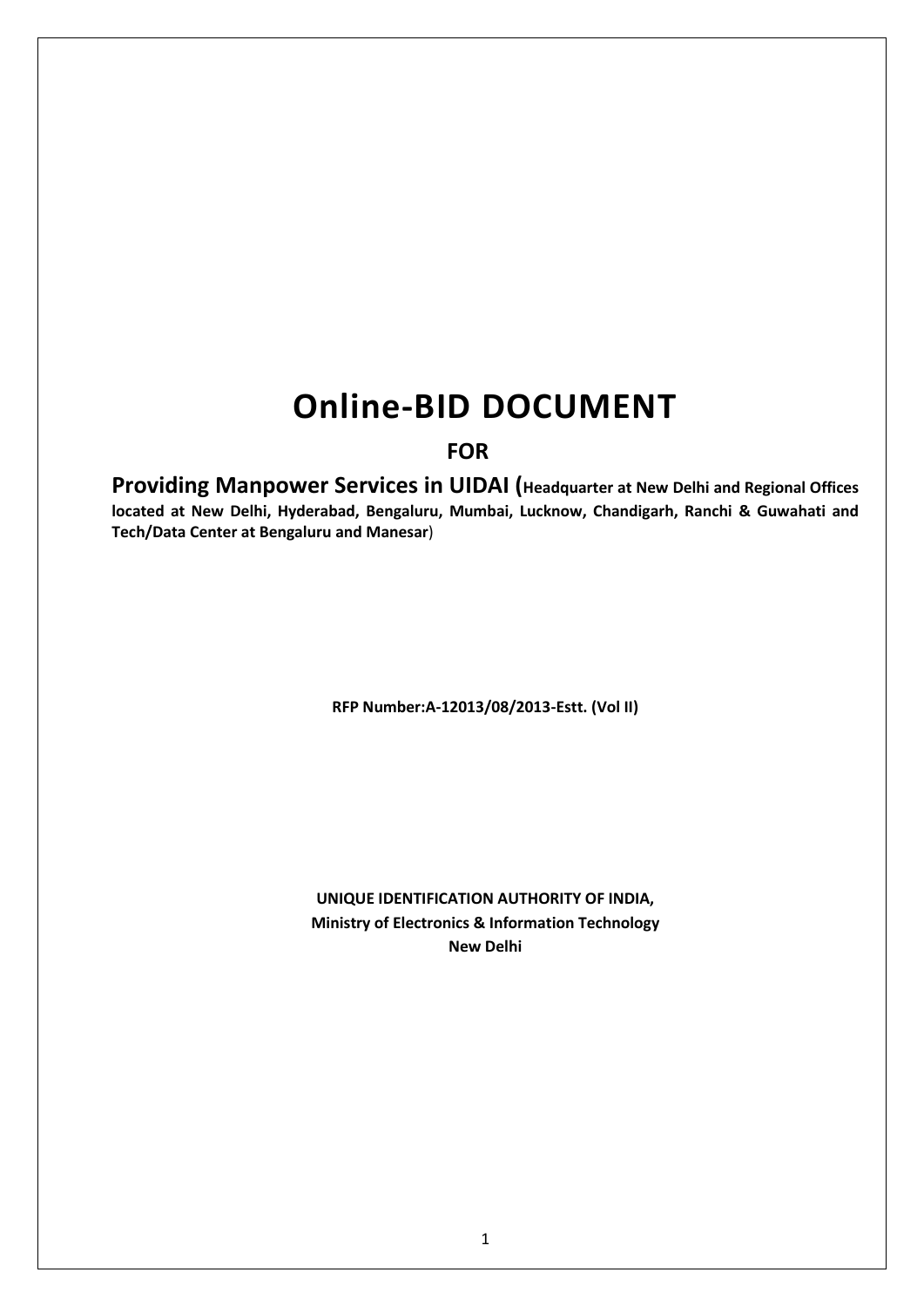# Online-BID DOCUMENT

## FOR

**Providing Manpower Services in UIDAI (Headquarter at New Delhi and Regional Offices located at New Delhi, Hyderabad, Bengaluru, Mumbai, Lucknow, Chandigarh, Ranchi & Guwahati and Tech/Data Center at Bengaluru and Manesar)**

**RFP Number:A-12013/08/2013-Estt. (Vol II)**

**UNIQUE IDENTIFICATION AUTHORITY OF INDIA,**
**Ministry of Electronics & Information Technology**
**New Delhi**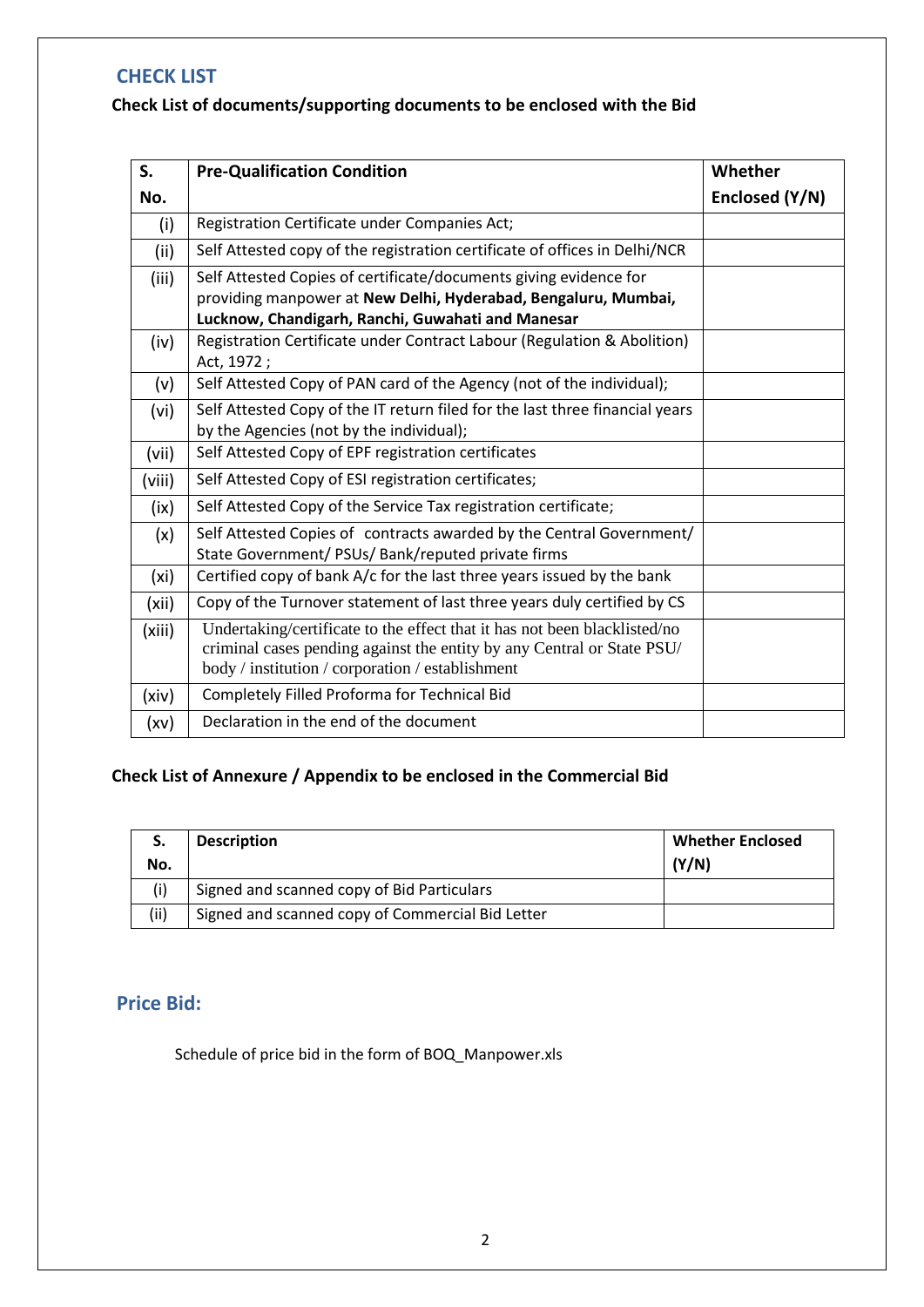## CHECK LIST

### Check List of documents/supporting documents to be enclosed with the Bid

| S. No. | Pre-Qualification Condition | Whether Enclosed (Y/N) |
|---|---|---|
| (i) | Registration Certificate under Companies Act; | |
| (ii) | Self Attested copy of the registration certificate of offices in Delhi/NCR | |
| (iii) | Self Attested Copies of certificate/documents giving evidence for providing manpower at **New Delhi, Hyderabad, Bengaluru, Mumbai, Lucknow, Chandigarh, Ranchi, Guwahati and Manesar** | |
| (iv) | Registration Certificate under Contract Labour (Regulation & Abolition) Act, 1972 ; | |
| (v) | Self Attested Copy of PAN card of the Agency (not of the individual); | |
| (vi) | Self Attested Copy of the IT return filed for the last three financial years by the Agencies (not by the individual); | |
| (vii) | Self Attested Copy of EPF registration certificates | |
| (viii) | Self Attested Copy of ESI registration certificates; | |
| (ix) | Self Attested Copy of the Service Tax registration certificate; | |
| (x) | Self Attested Copies of contracts awarded by the Central Government/ State Government/ PSUs/ Bank/reputed private firms | |
| (xi) | Certified copy of bank A/c for the last three years issued by the bank | |
| (xii) | Copy of the Turnover statement of last three years duly certified by CS | |
| (xiii) | Undertaking/certificate to the effect that it has not been blacklisted/no criminal cases pending against the entity by any Central or State PSU/ body / institution / corporation / establishment | |
| (xiv) | Completely Filled Proforma for Technical Bid | |
| (xv) | Declaration in the end of the document | |

### Check List of Annexure / Appendix to be enclosed in the Commercial Bid

| S. No. | Description | Whether Enclosed (Y/N) |
|---|---|---|
| (i) | Signed and scanned copy of Bid Particulars | |
| (ii) | Signed and scanned copy of Commercial Bid Letter | |

## Price Bid:

Schedule of price bid in the form of BOQ_Manpower.xls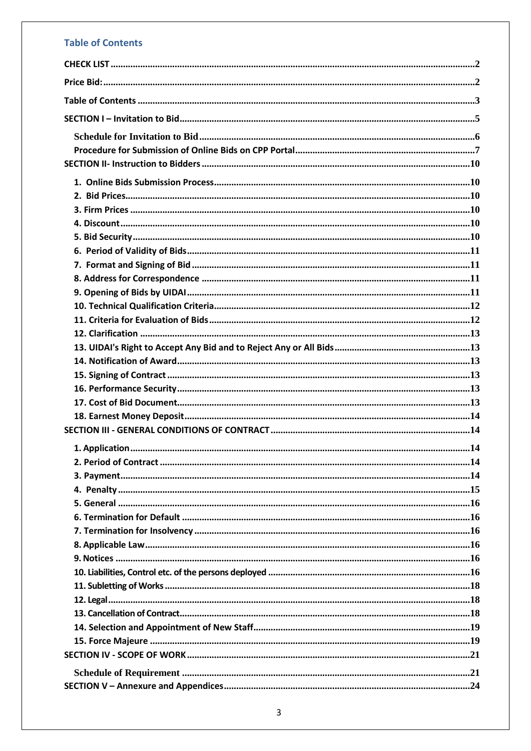## Table of Contents

- **CHECK LIST** ..... 2
- **Price Bid:** ..... 2
- **Table of Contents** ..... 3
- **SECTION I – Invitation to Bid** ..... 5
  - **Schedule for Invitation to Bid** ..... 6
  - **Procedure for Submission of Online Bids on CPP Portal** ..... 7
- **SECTION II- Instruction to Bidders** ..... 10
  - **1. Online Bids Submission Process** ..... 10
  - **2. Bid Prices** ..... 10
  - **3. Firm Prices** ..... 10
  - **4. Discount** ..... 10
  - **5. Bid Security** ..... 10
  - **6. Period of Validity of Bids** ..... 11
  - **7. Format and Signing of Bid** ..... 11
  - **8. Address for Correspondence** ..... 11
  - **9. Opening of Bids by UIDAI** ..... 11
  - **10. Technical Qualification Criteria** ..... 12
  - **11. Criteria for Evaluation of Bids** ..... 12
  - **12. Clarification** ..... 13
  - **13. UIDAI's Right to Accept Any Bid and to Reject Any or All Bids** ..... 13
  - **14. Notification of Award** ..... 13
  - **15. Signing of Contract** ..... 13
  - **16. Performance Security** ..... 13
  - **17. Cost of Bid Document** ..... 13
  - **18. Earnest Money Deposit** ..... 14
- **SECTION III - GENERAL CONDITIONS OF CONTRACT** ..... 14
  - **1. Application** ..... 14
  - **2. Period of Contract** ..... 14
  - **3. Payment** ..... 14
  - **4. Penalty** ..... 15
  - **5. General** ..... 16
  - **6. Termination for Default** ..... 16
  - **7. Termination for Insolvency** ..... 16
  - **8. Applicable Law** ..... 16
  - **9. Notices** ..... 16
  - **10. Liabilities, Control etc. of the persons deployed** ..... 16
  - **11. Subletting of Works** ..... 18
  - **12. Legal** ..... 18
  - **13. Cancellation of Contract** ..... 18
  - **14. Selection and Appointment of New Staff** ..... 19
  - **15. Force Majeure** ..... 19
- **SECTION IV - SCOPE OF WORK** ..... 21
  - **Schedule of Requirement** ..... 21
- **SECTION V – Annexure and Appendices** ..... 24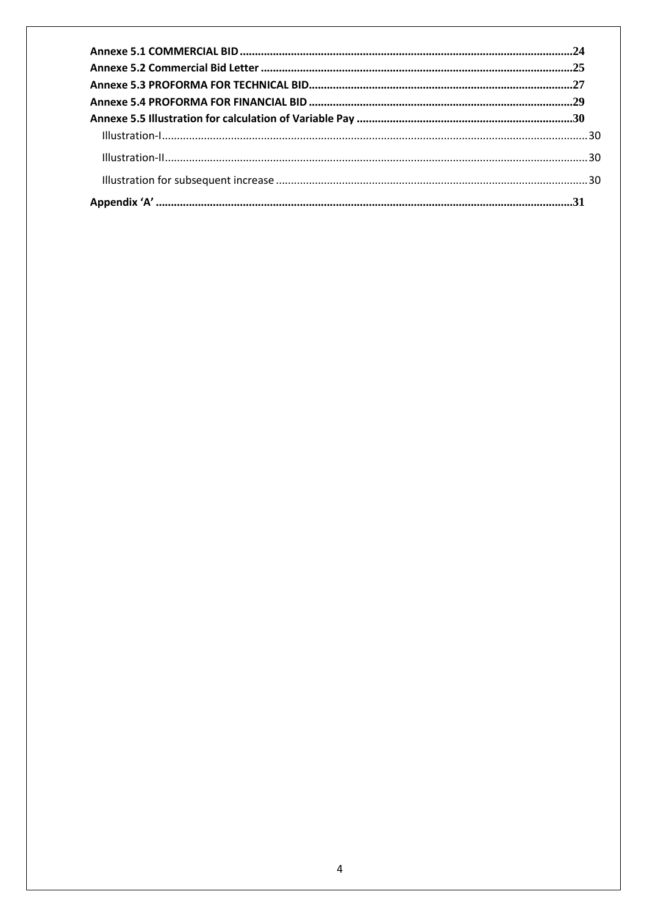**Annexe 5.1 COMMERCIAL BID** .......... **24**

**Annexe 5.2 Commercial Bid Letter** .......... **25**

**Annexe 5.3 PROFORMA FOR TECHNICAL BID** .......... **27**

**Annexe 5.4 PROFORMA FOR FINANCIAL BID** .......... **29**

**Annexe 5.5 Illustration for calculation of Variable Pay** .......... **30**

- Illustration-I .......... 30
- Illustration-II .......... 30
- Illustration for subsequent increase .......... 30

**Appendix 'A'** .......... **31**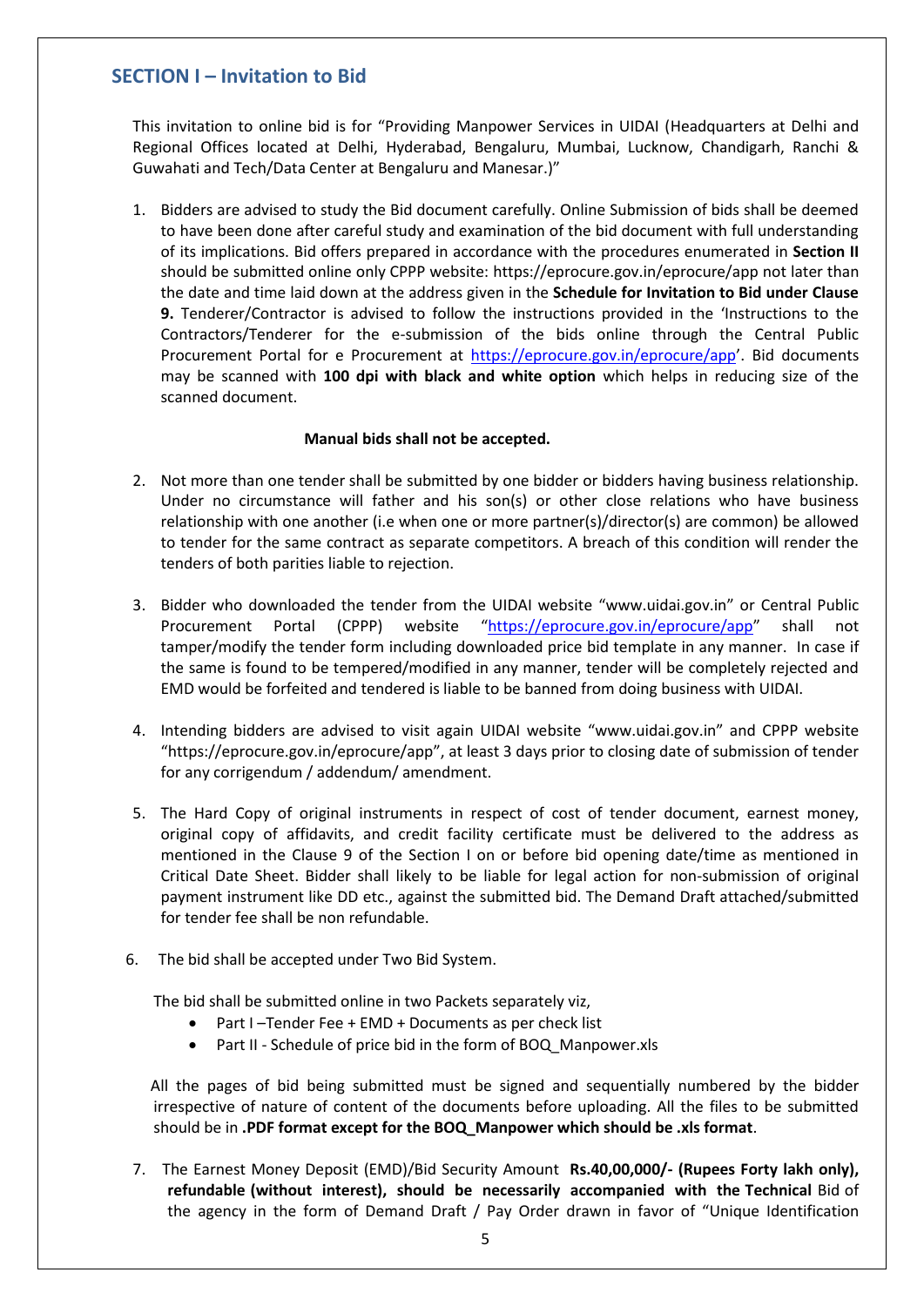## SECTION I – Invitation to Bid

This invitation to online bid is for "Providing Manpower Services in UIDAI (Headquarters at Delhi and Regional Offices located at Delhi, Hyderabad, Bengaluru, Mumbai, Lucknow, Chandigarh, Ranchi & Guwahati and Tech/Data Center at Bengaluru and Manesar.)"

1. Bidders are advised to study the Bid document carefully. Online Submission of bids shall be deemed to have been done after careful study and examination of the bid document with full understanding of its implications. Bid offers prepared in accordance with the procedures enumerated in **Section II** should be submitted online only CPPP website: https://eprocure.gov.in/eprocure/app not later than the date and time laid down at the address given in the **Schedule for Invitation to Bid under Clause 9.** Tenderer/Contractor is advised to follow the instructions provided in the 'Instructions to the Contractors/Tenderer for the e-submission of the bids online through the Central Public Procurement Portal for e Procurement at https://eprocure.gov.in/eprocure/app'. Bid documents may be scanned with **100 dpi with black and white option** which helps in reducing size of the scanned document.

   **Manual bids shall not be accepted.**

2. Not more than one tender shall be submitted by one bidder or bidders having business relationship. Under no circumstance will father and his son(s) or other close relations who have business relationship with one another (i.e when one or more partner(s)/director(s) are common) be allowed to tender for the same contract as separate competitors. A breach of this condition will render the tenders of both parities liable to rejection.

3. Bidder who downloaded the tender from the UIDAI website "www.uidai.gov.in" or Central Public Procurement Portal (CPPP) website "https://eprocure.gov.in/eprocure/app" shall not tamper/modify the tender form including downloaded price bid template in any manner. In case if the same is found to be tempered/modified in any manner, tender will be completely rejected and EMD would be forfeited and tendered is liable to be banned from doing business with UIDAI.

4. Intending bidders are advised to visit again UIDAI website "www.uidai.gov.in" and CPPP website "https://eprocure.gov.in/eprocure/app", at least 3 days prior to closing date of submission of tender for any corrigendum / addendum/ amendment.

5. The Hard Copy of original instruments in respect of cost of tender document, earnest money, original copy of affidavits, and credit facility certificate must be delivered to the address as mentioned in the Clause 9 of the Section I on or before bid opening date/time as mentioned in Critical Date Sheet. Bidder shall likely to be liable for legal action for non-submission of original payment instrument like DD etc., against the submitted bid. The Demand Draft attached/submitted for tender fee shall be non refundable.

6. The bid shall be accepted under Two Bid System.

   The bid shall be submitted online in two Packets separately viz,

   - Part I –Tender Fee + EMD + Documents as per check list
   - Part II - Schedule of price bid in the form of BOQ_Manpower.xls

   All the pages of bid being submitted must be signed and sequentially numbered by the bidder irrespective of nature of content of the documents before uploading. All the files to be submitted should be in **.PDF format except for the BOQ_Manpower which should be .xls format**.

7. The Earnest Money Deposit (EMD)/Bid Security Amount **Rs.40,00,000/- (Rupees Forty lakh only), refundable (without interest), should be necessarily accompanied with the Technical** Bid of the agency in the form of Demand Draft / Pay Order drawn in favor of "Unique Identification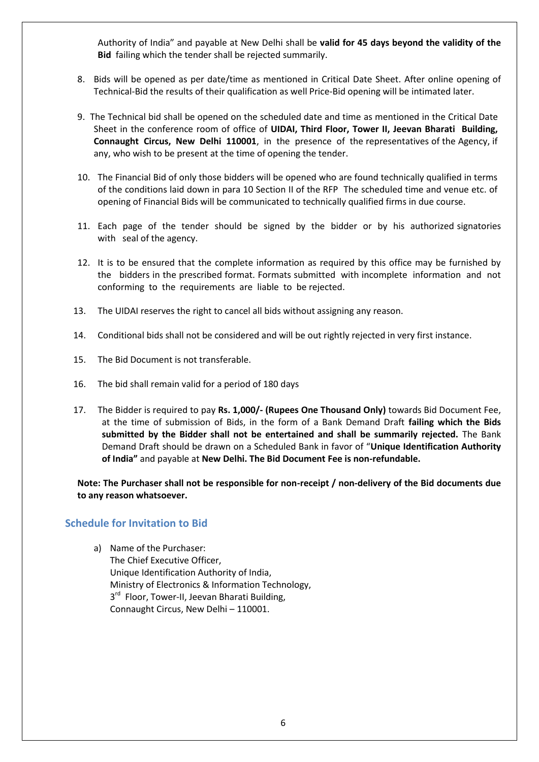Authority of India" and payable at New Delhi shall be **valid for 45 days beyond the validity of the Bid** failing which the tender shall be rejected summarily.

8. Bids will be opened as per date/time as mentioned in Critical Date Sheet. After online opening of Technical-Bid the results of their qualification as well Price-Bid opening will be intimated later.

9. The Technical bid shall be opened on the scheduled date and time as mentioned in the Critical Date Sheet in the conference room of office of **UIDAI, Third Floor, Tower II, Jeevan Bharati Building, Connaught Circus, New Delhi 110001**, in the presence of the representatives of the Agency, if any, who wish to be present at the time of opening the tender.

10. The Financial Bid of only those bidders will be opened who are found technically qualified in terms of the conditions laid down in para 10 Section II of the RFP The scheduled time and venue etc. of opening of Financial Bids will be communicated to technically qualified firms in due course.

11. Each page of the tender should be signed by the bidder or by his authorized signatories with seal of the agency.

12. It is to be ensured that the complete information as required by this office may be furnished by the bidders in the prescribed format. Formats submitted with incomplete information and not conforming to the requirements are liable to be rejected.

13. The UIDAI reserves the right to cancel all bids without assigning any reason.

14. Conditional bids shall not be considered and will be out rightly rejected in very first instance.

15. The Bid Document is not transferable.

16. The bid shall remain valid for a period of 180 days

17. The Bidder is required to pay **Rs. 1,000/- (Rupees One Thousand Only)** towards Bid Document Fee, at the time of submission of Bids, in the form of a Bank Demand Draft **failing which the Bids submitted by the Bidder shall not be entertained and shall be summarily rejected.** The Bank Demand Draft should be drawn on a Scheduled Bank in favor of "**Unique Identification Authority of India"** and payable at **New Delhi. The Bid Document Fee is non-refundable.**

**Note: The Purchaser shall not be responsible for non-receipt / non-delivery of the Bid documents due to any reason whatsoever.**

## Schedule for Invitation to Bid

a) Name of the Purchaser:
The Chief Executive Officer,
Unique Identification Authority of India,
Ministry of Electronics & Information Technology,
3rd Floor, Tower-II, Jeevan Bharati Building,
Connaught Circus, New Delhi – 110001.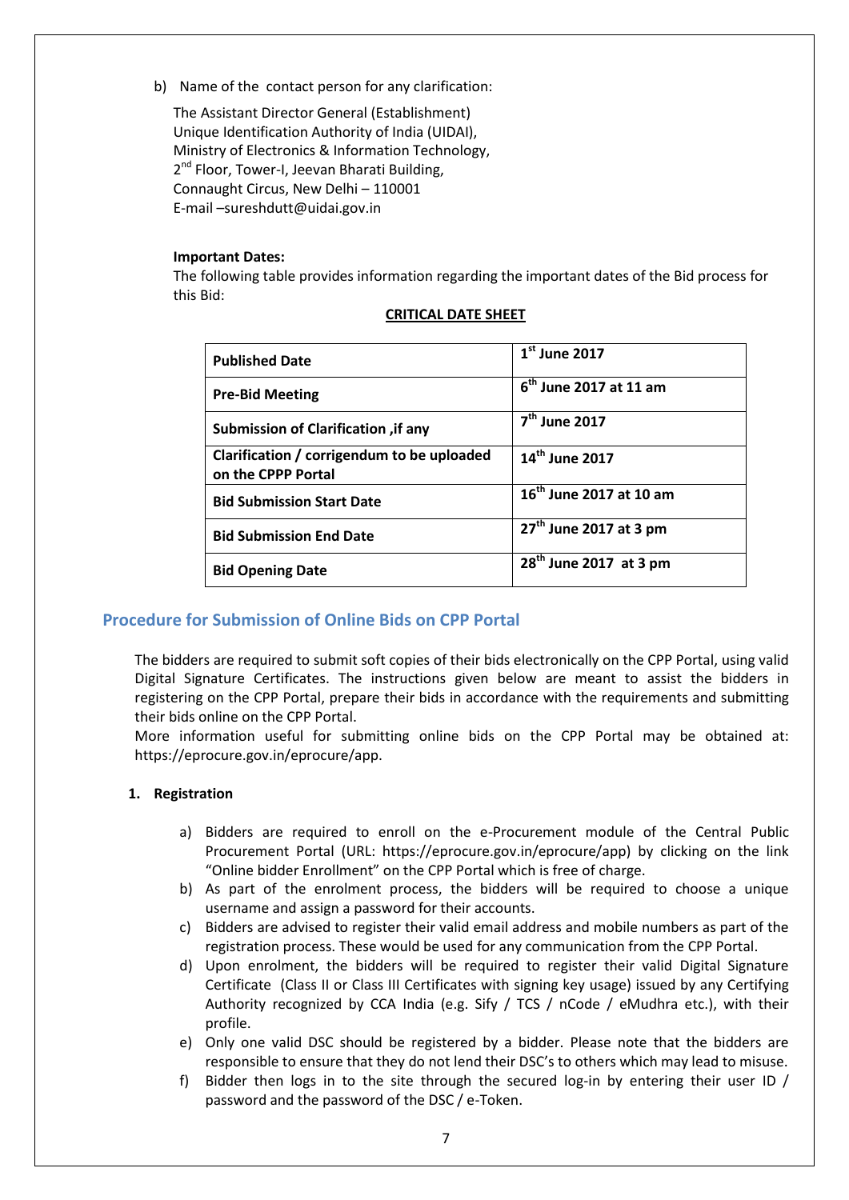b) Name of the contact person for any clarification:

The Assistant Director General (Establishment)
Unique Identification Authority of India (UIDAI),
Ministry of Electronics & Information Technology,
2nd Floor, Tower-I, Jeevan Bharati Building,
Connaught Circus, New Delhi – 110001
E-mail –sureshdutt@uidai.gov.in

**Important Dates:**

The following table provides information regarding the important dates of the Bid process for this Bid:

**CRITICAL DATE SHEET**

| | |
|---|---|
| **Published Date** | **1st June 2017** |
| **Pre-Bid Meeting** | **6th June 2017 at 11 am** |
| **Submission of Clarification ,if any** | **7th June 2017** |
| **Clarification / corrigendum to be uploaded on the CPPP Portal** | **14th June 2017** |
| **Bid Submission Start Date** | **16th June 2017 at 10 am** |
| **Bid Submission End Date** | **27th June 2017 at 3 pm** |
| **Bid Opening Date** | **28th June 2017 at 3 pm** |

## Procedure for Submission of Online Bids on CPP Portal

The bidders are required to submit soft copies of their bids electronically on the CPP Portal, using valid Digital Signature Certificates. The instructions given below are meant to assist the bidders in registering on the CPP Portal, prepare their bids in accordance with the requirements and submitting their bids online on the CPP Portal.

More information useful for submitting online bids on the CPP Portal may be obtained at: https://eprocure.gov.in/eprocure/app.

### 1. Registration

a) Bidders are required to enroll on the e-Procurement module of the Central Public Procurement Portal (URL: https://eprocure.gov.in/eprocure/app) by clicking on the link "Online bidder Enrollment" on the CPP Portal which is free of charge.

b) As part of the enrolment process, the bidders will be required to choose a unique username and assign a password for their accounts.

c) Bidders are advised to register their valid email address and mobile numbers as part of the registration process. These would be used for any communication from the CPP Portal.

d) Upon enrolment, the bidders will be required to register their valid Digital Signature Certificate (Class II or Class III Certificates with signing key usage) issued by any Certifying Authority recognized by CCA India (e.g. Sify / TCS / nCode / eMudhra etc.), with their profile.

e) Only one valid DSC should be registered by a bidder. Please note that the bidders are responsible to ensure that they do not lend their DSC's to others which may lead to misuse.

f) Bidder then logs in to the site through the secured log-in by entering their user ID / password and the password of the DSC / e-Token.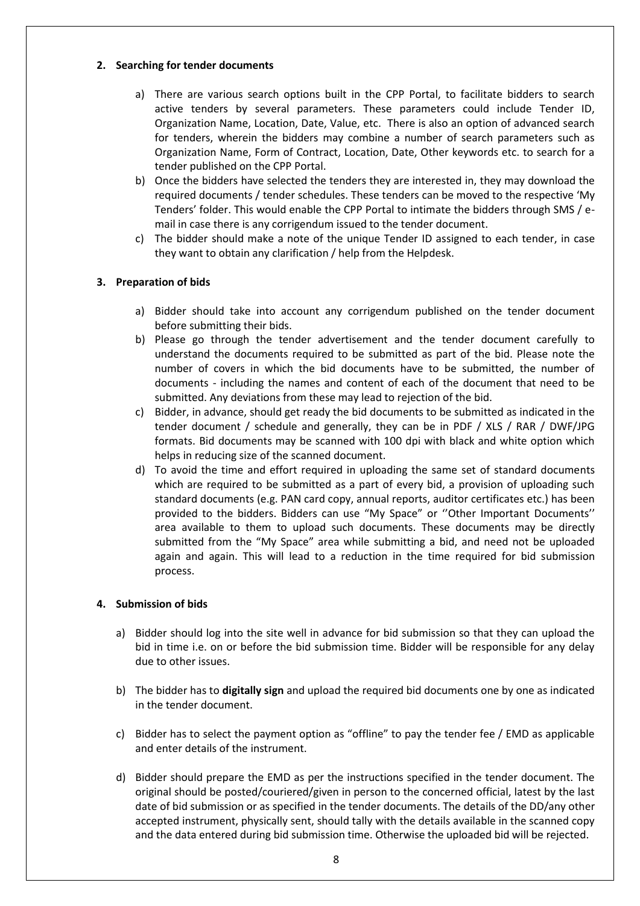**2. Searching for tender documents**

a) There are various search options built in the CPP Portal, to facilitate bidders to search active tenders by several parameters. These parameters could include Tender ID, Organization Name, Location, Date, Value, etc. There is also an option of advanced search for tenders, wherein the bidders may combine a number of search parameters such as Organization Name, Form of Contract, Location, Date, Other keywords etc. to search for a tender published on the CPP Portal.

b) Once the bidders have selected the tenders they are interested in, they may download the required documents / tender schedules. These tenders can be moved to the respective 'My Tenders' folder. This would enable the CPP Portal to intimate the bidders through SMS / e-mail in case there is any corrigendum issued to the tender document.

c) The bidder should make a note of the unique Tender ID assigned to each tender, in case they want to obtain any clarification / help from the Helpdesk.

**3. Preparation of bids**

a) Bidder should take into account any corrigendum published on the tender document before submitting their bids.

b) Please go through the tender advertisement and the tender document carefully to understand the documents required to be submitted as part of the bid. Please note the number of covers in which the bid documents have to be submitted, the number of documents - including the names and content of each of the document that need to be submitted. Any deviations from these may lead to rejection of the bid.

c) Bidder, in advance, should get ready the bid documents to be submitted as indicated in the tender document / schedule and generally, they can be in PDF / XLS / RAR / DWF/JPG formats. Bid documents may be scanned with 100 dpi with black and white option which helps in reducing size of the scanned document.

d) To avoid the time and effort required in uploading the same set of standard documents which are required to be submitted as a part of every bid, a provision of uploading such standard documents (e.g. PAN card copy, annual reports, auditor certificates etc.) has been provided to the bidders. Bidders can use "My Space" or ''Other Important Documents'' area available to them to upload such documents. These documents may be directly submitted from the "My Space" area while submitting a bid, and need not be uploaded again and again. This will lead to a reduction in the time required for bid submission process.

**4. Submission of bids**

a) Bidder should log into the site well in advance for bid submission so that they can upload the bid in time i.e. on or before the bid submission time. Bidder will be responsible for any delay due to other issues.

b) The bidder has to **digitally sign** and upload the required bid documents one by one as indicated in the tender document.

c) Bidder has to select the payment option as "offline" to pay the tender fee / EMD as applicable and enter details of the instrument.

d) Bidder should prepare the EMD as per the instructions specified in the tender document. The original should be posted/couriered/given in person to the concerned official, latest by the last date of bid submission or as specified in the tender documents. The details of the DD/any other accepted instrument, physically sent, should tally with the details available in the scanned copy and the data entered during bid submission time. Otherwise the uploaded bid will be rejected.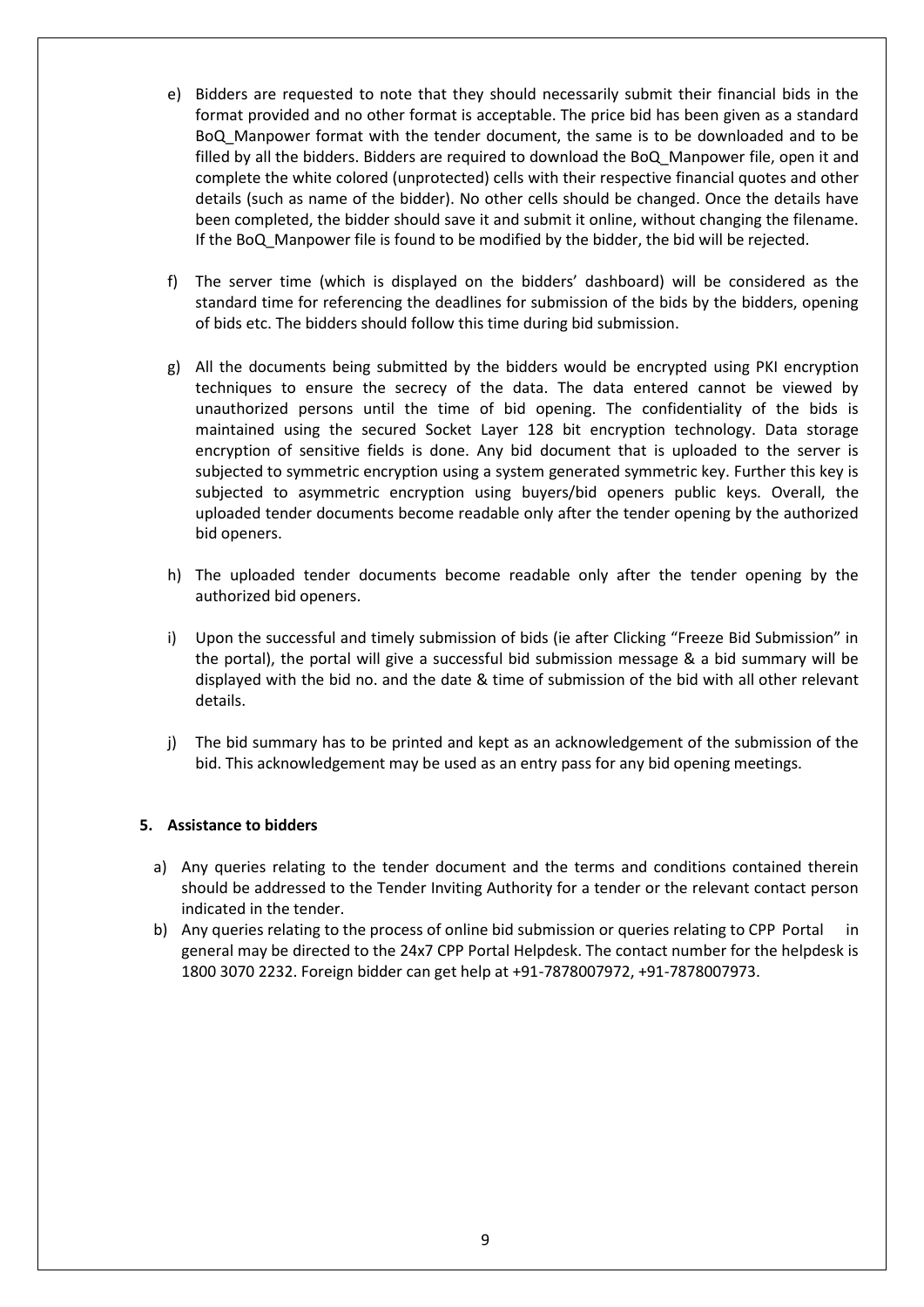e) Bidders are requested to note that they should necessarily submit their financial bids in the format provided and no other format is acceptable. The price bid has been given as a standard BoQ_Manpower format with the tender document, the same is to be downloaded and to be filled by all the bidders. Bidders are required to download the BoQ_Manpower file, open it and complete the white colored (unprotected) cells with their respective financial quotes and other details (such as name of the bidder). No other cells should be changed. Once the details have been completed, the bidder should save it and submit it online, without changing the filename. If the BoQ_Manpower file is found to be modified by the bidder, the bid will be rejected.

f) The server time (which is displayed on the bidders' dashboard) will be considered as the standard time for referencing the deadlines for submission of the bids by the bidders, opening of bids etc. The bidders should follow this time during bid submission.

g) All the documents being submitted by the bidders would be encrypted using PKI encryption techniques to ensure the secrecy of the data. The data entered cannot be viewed by unauthorized persons until the time of bid opening. The confidentiality of the bids is maintained using the secured Socket Layer 128 bit encryption technology. Data storage encryption of sensitive fields is done. Any bid document that is uploaded to the server is subjected to symmetric encryption using a system generated symmetric key. Further this key is subjected to asymmetric encryption using buyers/bid openers public keys. Overall, the uploaded tender documents become readable only after the tender opening by the authorized bid openers.

h) The uploaded tender documents become readable only after the tender opening by the authorized bid openers.

i) Upon the successful and timely submission of bids (ie after Clicking "Freeze Bid Submission" in the portal), the portal will give a successful bid submission message & a bid summary will be displayed with the bid no. and the date & time of submission of the bid with all other relevant details.

j) The bid summary has to be printed and kept as an acknowledgement of the submission of the bid. This acknowledgement may be used as an entry pass for any bid opening meetings.

**5. Assistance to bidders**

a) Any queries relating to the tender document and the terms and conditions contained therein should be addressed to the Tender Inviting Authority for a tender or the relevant contact person indicated in the tender.

b) Any queries relating to the process of online bid submission or queries relating to CPP Portal in general may be directed to the 24x7 CPP Portal Helpdesk. The contact number for the helpdesk is 1800 3070 2232. Foreign bidder can get help at +91-7878007972, +91-7878007973.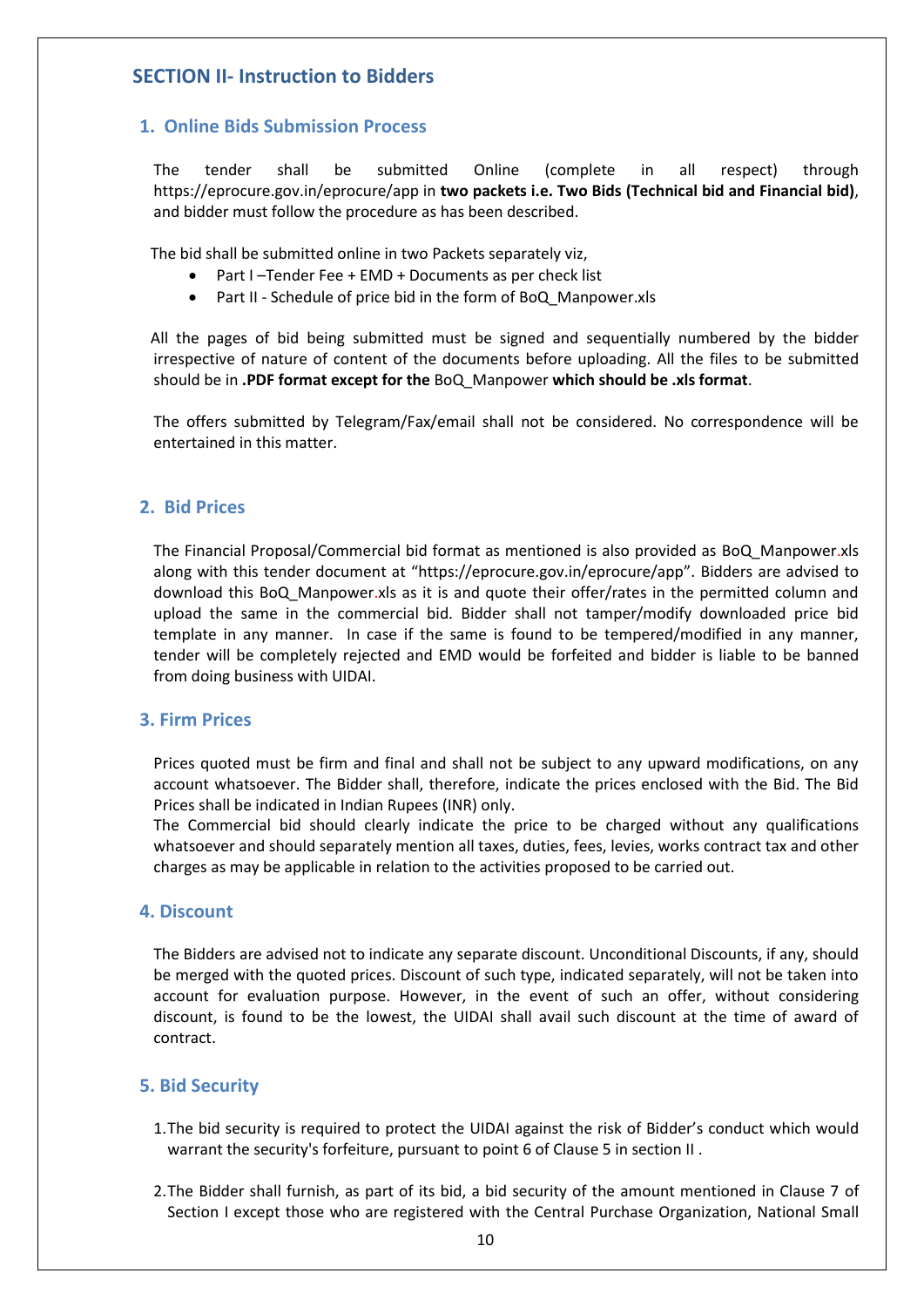## SECTION II- Instruction to Bidders

### 1. Online Bids Submission Process

The tender shall be submitted Online (complete in all respect) through https://eprocure.gov.in/eprocure/app in **two packets i.e. Two Bids (Technical bid and Financial bid)**, and bidder must follow the procedure as has been described.

The bid shall be submitted online in two Packets separately viz,

- Part I –Tender Fee + EMD + Documents as per check list
- Part II - Schedule of price bid in the form of BoQ_Manpower.xls

All the pages of bid being submitted must be signed and sequentially numbered by the bidder irrespective of nature of content of the documents before uploading. All the files to be submitted should be in **.PDF format except for the** BoQ_Manpower **which should be .xls format**.

The offers submitted by Telegram/Fax/email shall not be considered. No correspondence will be entertained in this matter.

### 2. Bid Prices

The Financial Proposal/Commercial bid format as mentioned is also provided as BoQ_Manpower.xls along with this tender document at "https://eprocure.gov.in/eprocure/app". Bidders are advised to download this BoQ_Manpower.xls as it is and quote their offer/rates in the permitted column and upload the same in the commercial bid. Bidder shall not tamper/modify downloaded price bid template in any manner. In case if the same is found to be tempered/modified in any manner, tender will be completely rejected and EMD would be forfeited and bidder is liable to be banned from doing business with UIDAI.

### 3. Firm Prices

Prices quoted must be firm and final and shall not be subject to any upward modifications, on any account whatsoever. The Bidder shall, therefore, indicate the prices enclosed with the Bid. The Bid Prices shall be indicated in Indian Rupees (INR) only.

The Commercial bid should clearly indicate the price to be charged without any qualifications whatsoever and should separately mention all taxes, duties, fees, levies, works contract tax and other charges as may be applicable in relation to the activities proposed to be carried out.

### 4. Discount

The Bidders are advised not to indicate any separate discount. Unconditional Discounts, if any, should be merged with the quoted prices. Discount of such type, indicated separately, will not be taken into account for evaluation purpose. However, in the event of such an offer, without considering discount, is found to be the lowest, the UIDAI shall avail such discount at the time of award of contract.

### 5. Bid Security

1. The bid security is required to protect the UIDAI against the risk of Bidder's conduct which would warrant the security's forfeiture, pursuant to point 6 of Clause 5 in section II .

2. The Bidder shall furnish, as part of its bid, a bid security of the amount mentioned in Clause 7 of Section I except those who are registered with the Central Purchase Organization, National Small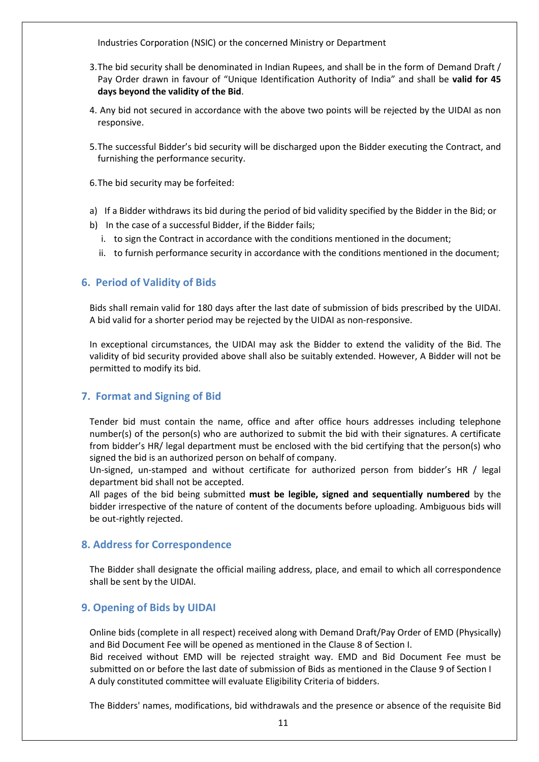Industries Corporation (NSIC) or the concerned Ministry or Department

3. The bid security shall be denominated in Indian Rupees, and shall be in the form of Demand Draft / Pay Order drawn in favour of "Unique Identification Authority of India" and shall be **valid for 45 days beyond the validity of the Bid**.

4. Any bid not secured in accordance with the above two points will be rejected by the UIDAI as non responsive.

5. The successful Bidder's bid security will be discharged upon the Bidder executing the Contract, and furnishing the performance security.

6. The bid security may be forfeited:

a) If a Bidder withdraws its bid during the period of bid validity specified by the Bidder in the Bid; or
b) In the case of a successful Bidder, if the Bidder fails;
   i. to sign the Contract in accordance with the conditions mentioned in the document;
   ii. to furnish performance security in accordance with the conditions mentioned in the document;

## 6. Period of Validity of Bids

Bids shall remain valid for 180 days after the last date of submission of bids prescribed by the UIDAI. A bid valid for a shorter period may be rejected by the UIDAI as non-responsive.

In exceptional circumstances, the UIDAI may ask the Bidder to extend the validity of the Bid. The validity of bid security provided above shall also be suitably extended. However, A Bidder will not be permitted to modify its bid.

## 7. Format and Signing of Bid

Tender bid must contain the name, office and after office hours addresses including telephone number(s) of the person(s) who are authorized to submit the bid with their signatures. A certificate from bidder's HR/ legal department must be enclosed with the bid certifying that the person(s) who signed the bid is an authorized person on behalf of company.
Un-signed, un-stamped and without certificate for authorized person from bidder's HR / legal department bid shall not be accepted.
All pages of the bid being submitted **must be legible, signed and sequentially numbered** by the bidder irrespective of the nature of content of the documents before uploading. Ambiguous bids will be out-rightly rejected.

## 8. Address for Correspondence

The Bidder shall designate the official mailing address, place, and email to which all correspondence shall be sent by the UIDAI.

## 9. Opening of Bids by UIDAI

Online bids (complete in all respect) received along with Demand Draft/Pay Order of EMD (Physically) and Bid Document Fee will be opened as mentioned in the Clause 8 of Section I.
Bid received without EMD will be rejected straight way. EMD and Bid Document Fee must be submitted on or before the last date of submission of Bids as mentioned in the Clause 9 of Section I
A duly constituted committee will evaluate Eligibility Criteria of bidders.

The Bidders' names, modifications, bid withdrawals and the presence or absence of the requisite Bid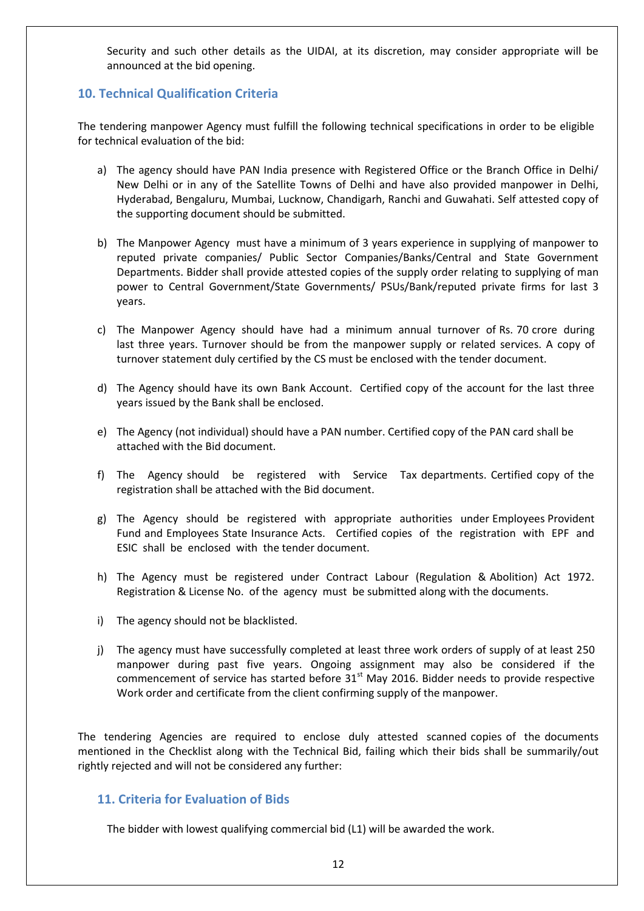Security and such other details as the UIDAI, at its discretion, may consider appropriate will be announced at the bid opening.

## 10. Technical Qualification Criteria

The tendering manpower Agency must fulfill the following technical specifications in order to be eligible for technical evaluation of the bid:

a) The agency should have PAN India presence with Registered Office or the Branch Office in Delhi/ New Delhi or in any of the Satellite Towns of Delhi and have also provided manpower in Delhi, Hyderabad, Bengaluru, Mumbai, Lucknow, Chandigarh, Ranchi and Guwahati. Self attested copy of the supporting document should be submitted.

b) The Manpower Agency must have a minimum of 3 years experience in supplying of manpower to reputed private companies/ Public Sector Companies/Banks/Central and State Government Departments. Bidder shall provide attested copies of the supply order relating to supplying of man power to Central Government/State Governments/ PSUs/Bank/reputed private firms for last 3 years.

c) The Manpower Agency should have had a minimum annual turnover of Rs. 70 crore during last three years. Turnover should be from the manpower supply or related services. A copy of turnover statement duly certified by the CS must be enclosed with the tender document.

d) The Agency should have its own Bank Account. Certified copy of the account for the last three years issued by the Bank shall be enclosed.

e) The Agency (not individual) should have a PAN number. Certified copy of the PAN card shall be attached with the Bid document.

f) The Agency should be registered with Service Tax departments. Certified copy of the registration shall be attached with the Bid document.

g) The Agency should be registered with appropriate authorities under Employees Provident Fund and Employees State Insurance Acts. Certified copies of the registration with EPF and ESIC shall be enclosed with the tender document.

h) The Agency must be registered under Contract Labour (Regulation & Abolition) Act 1972. Registration & License No. of the agency must be submitted along with the documents.

i) The agency should not be blacklisted.

j) The agency must have successfully completed at least three work orders of supply of at least 250 manpower during past five years. Ongoing assignment may also be considered if the commencement of service has started before 31st May 2016. Bidder needs to provide respective Work order and certificate from the client confirming supply of the manpower.

The tendering Agencies are required to enclose duly attested scanned copies of the documents mentioned in the Checklist along with the Technical Bid, failing which their bids shall be summarily/out rightly rejected and will not be considered any further:

## 11. Criteria for Evaluation of Bids

The bidder with lowest qualifying commercial bid (L1) will be awarded the work.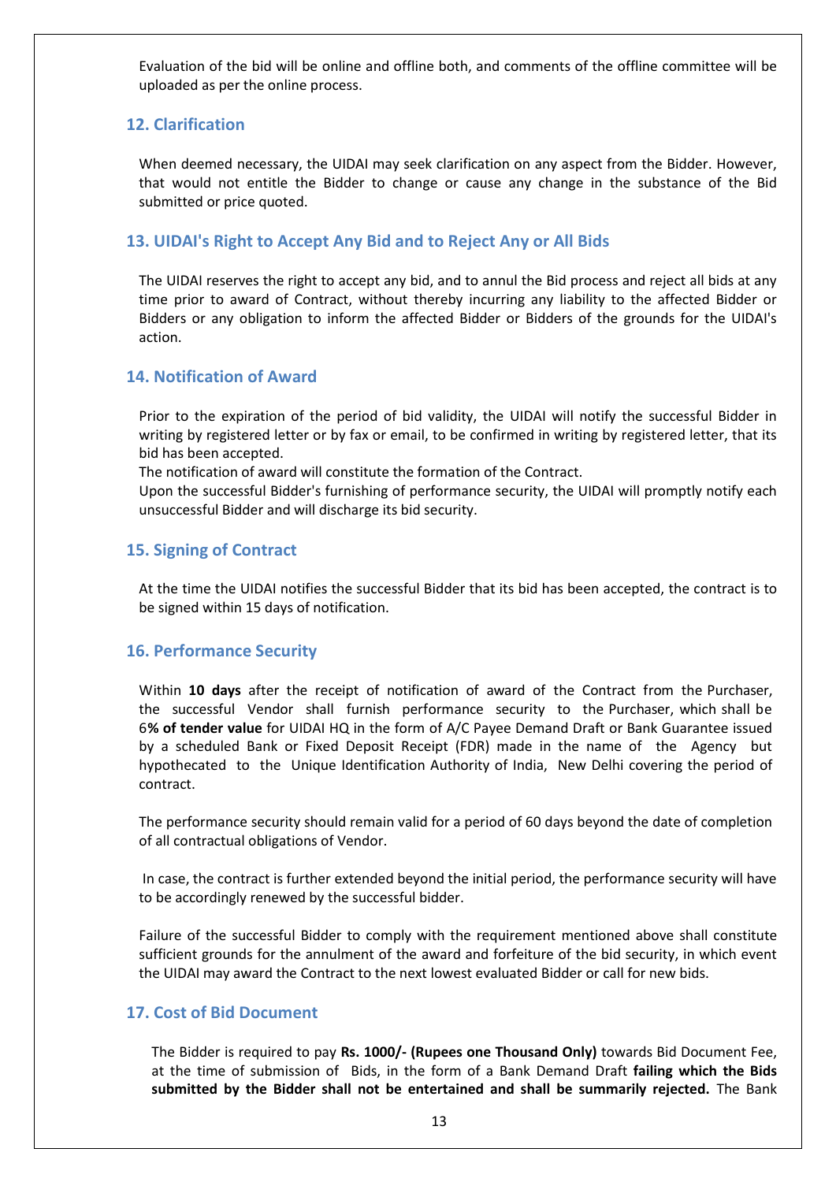Evaluation of the bid will be online and offline both, and comments of the offline committee will be uploaded as per the online process.

## 12. Clarification

When deemed necessary, the UIDAI may seek clarification on any aspect from the Bidder. However, that would not entitle the Bidder to change or cause any change in the substance of the Bid submitted or price quoted.

## 13. UIDAI's Right to Accept Any Bid and to Reject Any or All Bids

The UIDAI reserves the right to accept any bid, and to annul the Bid process and reject all bids at any time prior to award of Contract, without thereby incurring any liability to the affected Bidder or Bidders or any obligation to inform the affected Bidder or Bidders of the grounds for the UIDAI's action.

## 14. Notification of Award

Prior to the expiration of the period of bid validity, the UIDAI will notify the successful Bidder in writing by registered letter or by fax or email, to be confirmed in writing by registered letter, that its bid has been accepted.

The notification of award will constitute the formation of the Contract.

Upon the successful Bidder's furnishing of performance security, the UIDAI will promptly notify each unsuccessful Bidder and will discharge its bid security.

## 15. Signing of Contract

At the time the UIDAI notifies the successful Bidder that its bid has been accepted, the contract is to be signed within 15 days of notification.

## 16. Performance Security

Within **10 days** after the receipt of notification of award of the Contract from the Purchaser, the successful Vendor shall furnish performance security to the Purchaser, which shall be 6**% of tender value** for UIDAI HQ in the form of A/C Payee Demand Draft or Bank Guarantee issued by a scheduled Bank or Fixed Deposit Receipt (FDR) made in the name of the Agency but hypothecated to the Unique Identification Authority of India, New Delhi covering the period of contract.

The performance security should remain valid for a period of 60 days beyond the date of completion of all contractual obligations of Vendor.

In case, the contract is further extended beyond the initial period, the performance security will have to be accordingly renewed by the successful bidder.

Failure of the successful Bidder to comply with the requirement mentioned above shall constitute sufficient grounds for the annulment of the award and forfeiture of the bid security, in which event the UIDAI may award the Contract to the next lowest evaluated Bidder or call for new bids.

## 17. Cost of Bid Document

The Bidder is required to pay **Rs. 1000/- (Rupees one Thousand Only)** towards Bid Document Fee, at the time of submission of Bids, in the form of a Bank Demand Draft **failing which the Bids submitted by the Bidder shall not be entertained and shall be summarily rejected.** The Bank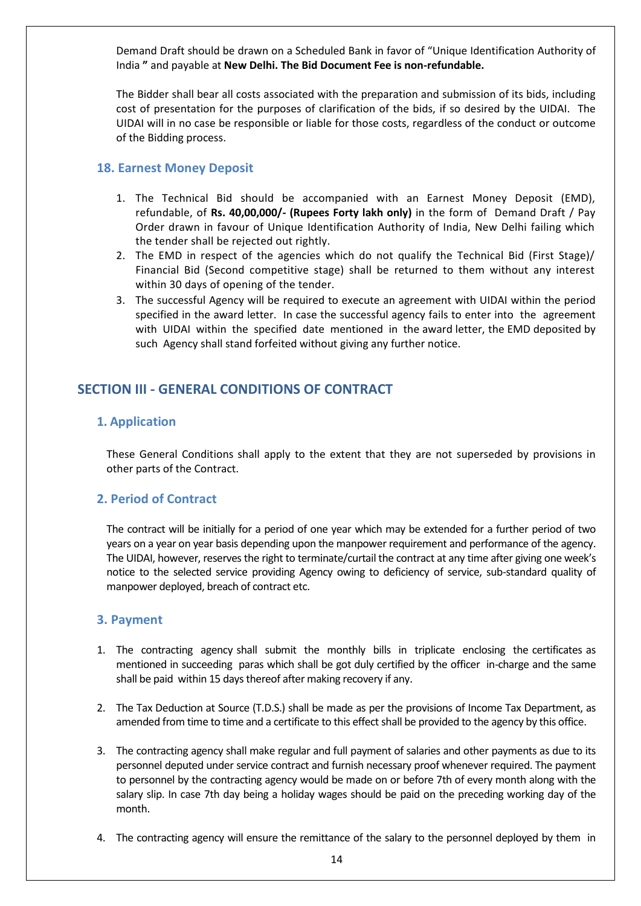Demand Draft should be drawn on a Scheduled Bank in favor of "Unique Identification Authority of India **"** and payable at **New Delhi. The Bid Document Fee is non-refundable.**

The Bidder shall bear all costs associated with the preparation and submission of its bids, including cost of presentation for the purposes of clarification of the bids, if so desired by the UIDAI. The UIDAI will in no case be responsible or liable for those costs, regardless of the conduct or outcome of the Bidding process.

### 18. Earnest Money Deposit

1. The Technical Bid should be accompanied with an Earnest Money Deposit (EMD), refundable, of **Rs. 40,00,000/- (Rupees Forty lakh only)** in the form of Demand Draft / Pay Order drawn in favour of Unique Identification Authority of India, New Delhi failing which the tender shall be rejected out rightly.
2. The EMD in respect of the agencies which do not qualify the Technical Bid (First Stage)/ Financial Bid (Second competitive stage) shall be returned to them without any interest within 30 days of opening of the tender.
3. The successful Agency will be required to execute an agreement with UIDAI within the period specified in the award letter. In case the successful agency fails to enter into the agreement with UIDAI within the specified date mentioned in the award letter, the EMD deposited by such Agency shall stand forfeited without giving any further notice.

## SECTION III - GENERAL CONDITIONS OF CONTRACT

### 1. Application

These General Conditions shall apply to the extent that they are not superseded by provisions in other parts of the Contract.

### 2. Period of Contract

The contract will be initially for a period of one year which may be extended for a further period of two years on a year on year basis depending upon the manpower requirement and performance of the agency. The UIDAI, however, reserves the right to terminate/curtail the contract at any time after giving one week's notice to the selected service providing Agency owing to deficiency of service, sub-standard quality of manpower deployed, breach of contract etc.

### 3. Payment

1. The contracting agency shall submit the monthly bills in triplicate enclosing the certificates as mentioned in succeeding paras which shall be got duly certified by the officer in-charge and the same shall be paid within 15 days thereof after making recovery if any.

2. The Tax Deduction at Source (T.D.S.) shall be made as per the provisions of Income Tax Department, as amended from time to time and a certificate to this effect shall be provided to the agency by this office.

3. The contracting agency shall make regular and full payment of salaries and other payments as due to its personnel deputed under service contract and furnish necessary proof whenever required. The payment to personnel by the contracting agency would be made on or before 7th of every month along with the salary slip. In case 7th day being a holiday wages should be paid on the preceding working day of the month.

4. The contracting agency will ensure the remittance of the salary to the personnel deployed by them in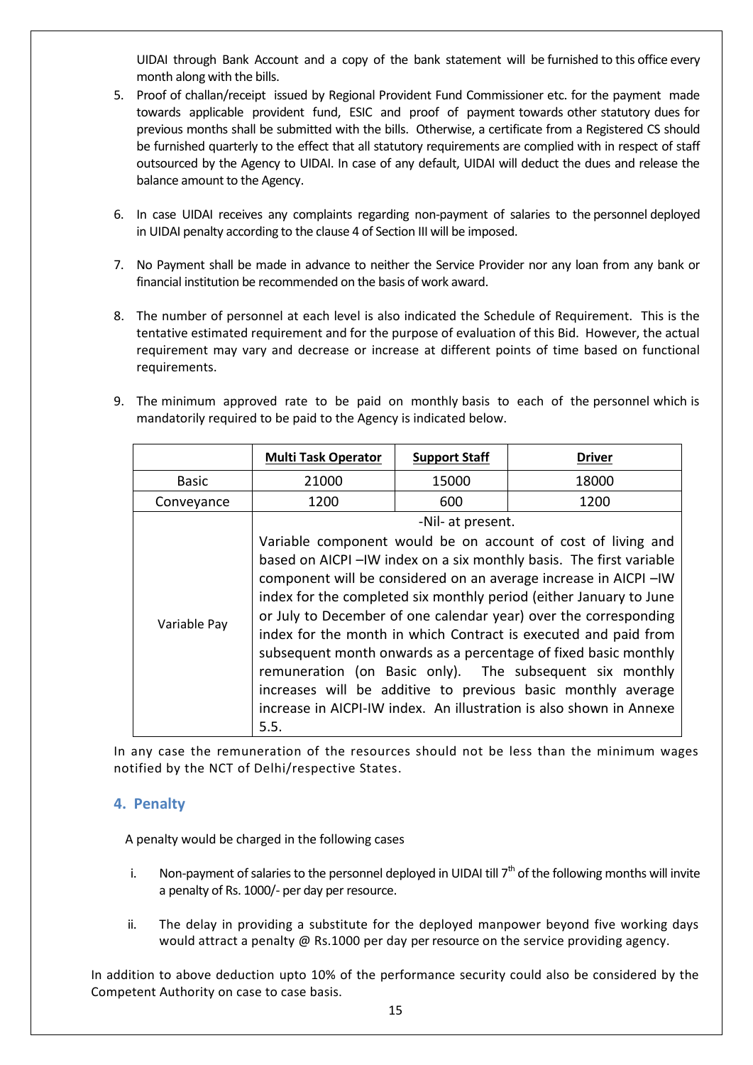UIDAI through Bank Account and a copy of the bank statement will be furnished to this office every month along with the bills.

5. Proof of challan/receipt issued by Regional Provident Fund Commissioner etc. for the payment made towards applicable provident fund, ESIC and proof of payment towards other statutory dues for previous months shall be submitted with the bills. Otherwise, a certificate from a Registered CS should be furnished quarterly to the effect that all statutory requirements are complied with in respect of staff outsourced by the Agency to UIDAI. In case of any default, UIDAI will deduct the dues and release the balance amount to the Agency.

6. In case UIDAI receives any complaints regarding non-payment of salaries to the personnel deployed in UIDAI penalty according to the clause 4 of Section III will be imposed.

7. No Payment shall be made in advance to neither the Service Provider nor any loan from any bank or financial institution be recommended on the basis of work award.

8. The number of personnel at each level is also indicated the Schedule of Requirement. This is the tentative estimated requirement and for the purpose of evaluation of this Bid. However, the actual requirement may vary and decrease or increase at different points of time based on functional requirements.

9. The minimum approved rate to be paid on monthly basis to each of the personnel which is mandatorily required to be paid to the Agency is indicated below.

| | **Multi Task Operator** | **Support Staff** | **Driver** |
|---|---|---|---|
| Basic | 21000 | 15000 | 18000 |
| Conveyance | 1200 | 600 | 1200 |
| Variable Pay | -Nil- at present. Variable component would be on account of cost of living and based on AICPI –IW index on a six monthly basis. The first variable component will be considered on an average increase in AICPI –IW index for the completed six monthly period (either January to June or July to December of one calendar year) over the corresponding index for the month in which Contract is executed and paid from subsequent month onwards as a percentage of fixed basic monthly remuneration (on Basic only). The subsequent six monthly increases will be additive to previous basic monthly average increase in AICPI-IW index. An illustration is also shown in Annexe 5.5. | | |

In any case the remuneration of the resources should not be less than the minimum wages notified by the NCT of Delhi/respective States.

## 4. Penalty

A penalty would be charged in the following cases

i. Non-payment of salaries to the personnel deployed in UIDAI till 7th of the following months will invite a penalty of Rs. 1000/- per day per resource.

ii. The delay in providing a substitute for the deployed manpower beyond five working days would attract a penalty @ Rs.1000 per day per resource on the service providing agency.

In addition to above deduction upto 10% of the performance security could also be considered by the Competent Authority on case to case basis.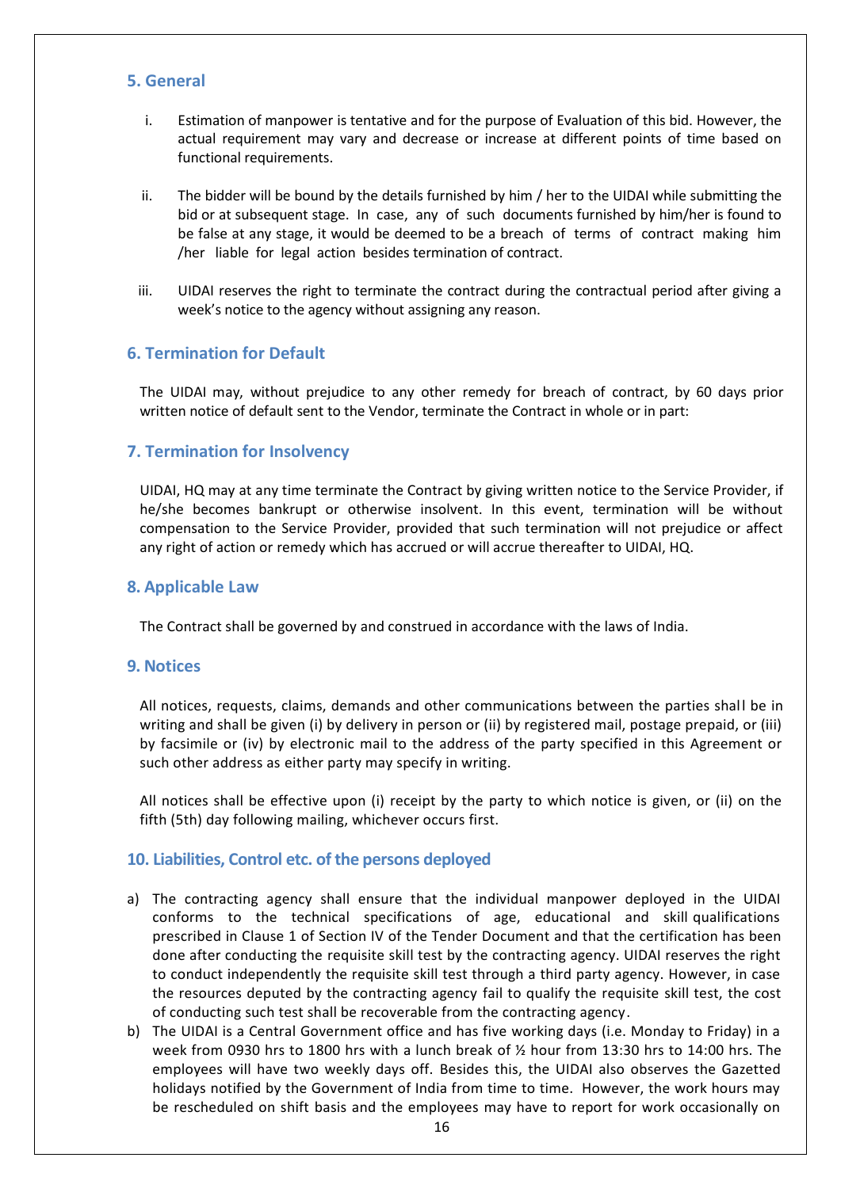## 5. General

i. Estimation of manpower is tentative and for the purpose of Evaluation of this bid. However, the actual requirement may vary and decrease or increase at different points of time based on functional requirements.

ii. The bidder will be bound by the details furnished by him / her to the UIDAI while submitting the bid or at subsequent stage. In case, any of such documents furnished by him/her is found to be false at any stage, it would be deemed to be a breach of terms of contract making him /her liable for legal action besides termination of contract.

iii. UIDAI reserves the right to terminate the contract during the contractual period after giving a week's notice to the agency without assigning any reason.

## 6. Termination for Default

The UIDAI may, without prejudice to any other remedy for breach of contract, by 60 days prior written notice of default sent to the Vendor, terminate the Contract in whole or in part:

## 7. Termination for Insolvency

UIDAI, HQ may at any time terminate the Contract by giving written notice to the Service Provider, if he/she becomes bankrupt or otherwise insolvent. In this event, termination will be without compensation to the Service Provider, provided that such termination will not prejudice or affect any right of action or remedy which has accrued or will accrue thereafter to UIDAI, HQ.

## 8. Applicable Law

The Contract shall be governed by and construed in accordance with the laws of India.

## 9. Notices

All notices, requests, claims, demands and other communications between the parties shall be in writing and shall be given (i) by delivery in person or (ii) by registered mail, postage prepaid, or (iii) by facsimile or (iv) by electronic mail to the address of the party specified in this Agreement or such other address as either party may specify in writing.

All notices shall be effective upon (i) receipt by the party to which notice is given, or (ii) on the fifth (5th) day following mailing, whichever occurs first.

## 10. Liabilities, Control etc. of the persons deployed

a) The contracting agency shall ensure that the individual manpower deployed in the UIDAI conforms to the technical specifications of age, educational and skill qualifications prescribed in Clause 1 of Section IV of the Tender Document and that the certification has been done after conducting the requisite skill test by the contracting agency. UIDAI reserves the right to conduct independently the requisite skill test through a third party agency. However, in case the resources deputed by the contracting agency fail to qualify the requisite skill test, the cost of conducting such test shall be recoverable from the contracting agency.

b) The UIDAI is a Central Government office and has five working days (i.e. Monday to Friday) in a week from 0930 hrs to 1800 hrs with a lunch break of ½ hour from 13:30 hrs to 14:00 hrs. The employees will have two weekly days off. Besides this, the UIDAI also observes the Gazetted holidays notified by the Government of India from time to time. However, the work hours may be rescheduled on shift basis and the employees may have to report for work occasionally on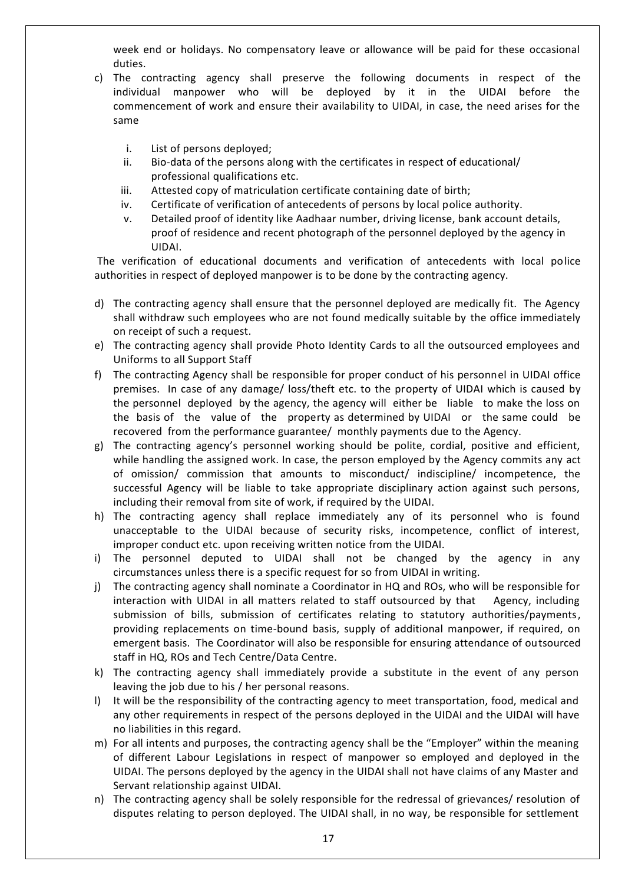week end or holidays. No compensatory leave or allowance will be paid for these occasional duties.

c) The contracting agency shall preserve the following documents in respect of the individual manpower who will be deployed by it in the UIDAI before the commencement of work and ensure their availability to UIDAI, in case, the need arises for the same

   i. List of persons deployed;
   ii. Bio-data of the persons along with the certificates in respect of educational/ professional qualifications etc.
   iii. Attested copy of matriculation certificate containing date of birth;
   iv. Certificate of verification of antecedents of persons by local police authority.
   v. Detailed proof of identity like Aadhaar number, driving license, bank account details, proof of residence and recent photograph of the personnel deployed by the agency in UIDAI.

The verification of educational documents and verification of antecedents with local police authorities in respect of deployed manpower is to be done by the contracting agency.

d) The contracting agency shall ensure that the personnel deployed are medically fit. The Agency shall withdraw such employees who are not found medically suitable by the office immediately on receipt of such a request.

e) The contracting agency shall provide Photo Identity Cards to all the outsourced employees and Uniforms to all Support Staff

f) The contracting Agency shall be responsible for proper conduct of his personnel in UIDAI office premises. In case of any damage/ loss/theft etc. to the property of UIDAI which is caused by the personnel deployed by the agency, the agency will either be liable to make the loss on the basis of the value of the property as determined by UIDAI or the same could be recovered from the performance guarantee/ monthly payments due to the Agency.

g) The contracting agency's personnel working should be polite, cordial, positive and efficient, while handling the assigned work. In case, the person employed by the Agency commits any act of omission/ commission that amounts to misconduct/ indiscipline/ incompetence, the successful Agency will be liable to take appropriate disciplinary action against such persons, including their removal from site of work, if required by the UIDAI.

h) The contracting agency shall replace immediately any of its personnel who is found unacceptable to the UIDAI because of security risks, incompetence, conflict of interest, improper conduct etc. upon receiving written notice from the UIDAI.

i) The personnel deputed to UIDAI shall not be changed by the agency in any circumstances unless there is a specific request for so from UIDAI in writing.

j) The contracting agency shall nominate a Coordinator in HQ and ROs, who will be responsible for interaction with UIDAI in all matters related to staff outsourced by that Agency, including submission of bills, submission of certificates relating to statutory authorities/payments, providing replacements on time-bound basis, supply of additional manpower, if required, on emergent basis. The Coordinator will also be responsible for ensuring attendance of outsourced staff in HQ, ROs and Tech Centre/Data Centre.

k) The contracting agency shall immediately provide a substitute in the event of any person leaving the job due to his / her personal reasons.

l) It will be the responsibility of the contracting agency to meet transportation, food, medical and any other requirements in respect of the persons deployed in the UIDAI and the UIDAI will have no liabilities in this regard.

m) For all intents and purposes, the contracting agency shall be the "Employer" within the meaning of different Labour Legislations in respect of manpower so employed and deployed in the UIDAI. The persons deployed by the agency in the UIDAI shall not have claims of any Master and Servant relationship against UIDAI.

n) The contracting agency shall be solely responsible for the redressal of grievances/ resolution of disputes relating to person deployed. The UIDAI shall, in no way, be responsible for settlement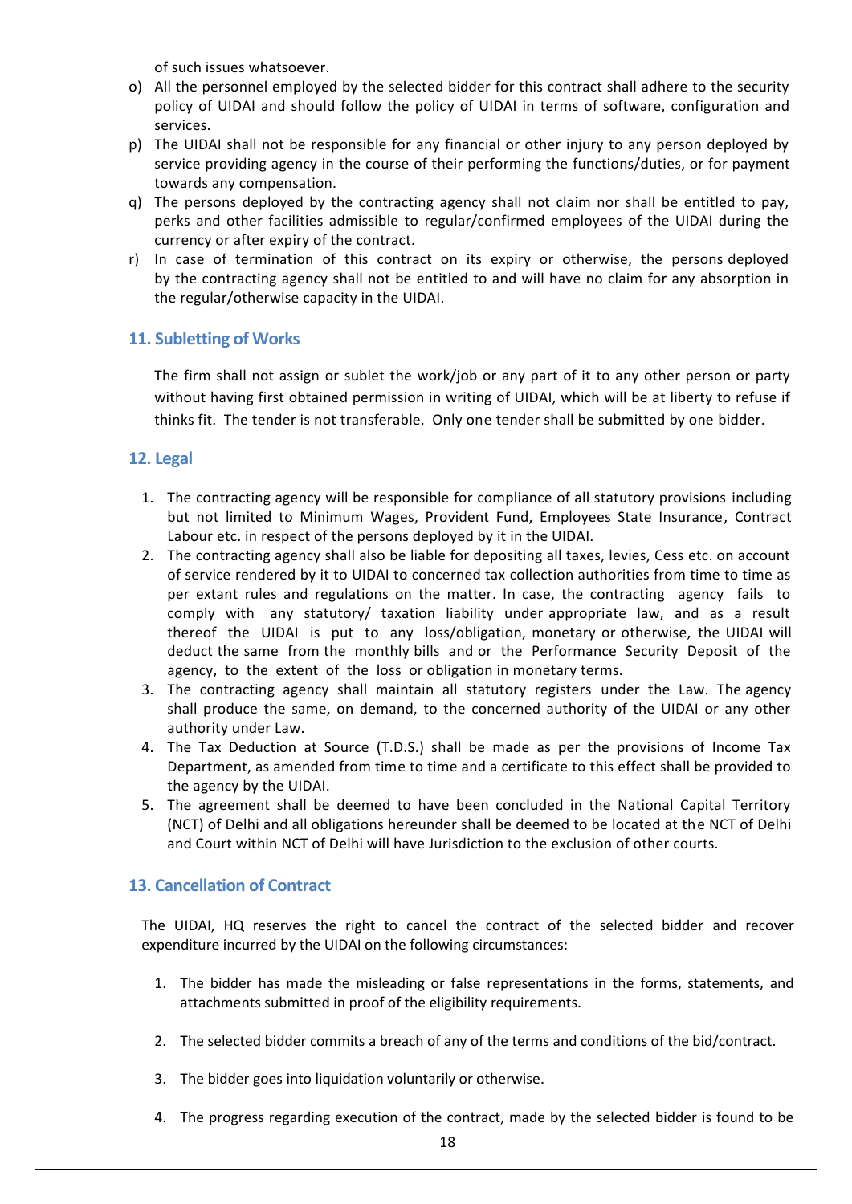of such issues whatsoever.

o) All the personnel employed by the selected bidder for this contract shall adhere to the security policy of UIDAI and should follow the policy of UIDAI in terms of software, configuration and services.

p) The UIDAI shall not be responsible for any financial or other injury to any person deployed by service providing agency in the course of their performing the functions/duties, or for payment towards any compensation.

q) The persons deployed by the contracting agency shall not claim nor shall be entitled to pay, perks and other facilities admissible to regular/confirmed employees of the UIDAI during the currency or after expiry of the contract.

r) In case of termination of this contract on its expiry or otherwise, the persons deployed by the contracting agency shall not be entitled to and will have no claim for any absorption in the regular/otherwise capacity in the UIDAI.

## 11. Subletting of Works

The firm shall not assign or sublet the work/job or any part of it to any other person or party without having first obtained permission in writing of UIDAI, which will be at liberty to refuse if thinks fit. The tender is not transferable. Only one tender shall be submitted by one bidder.

## 12. Legal

1. The contracting agency will be responsible for compliance of all statutory provisions including but not limited to Minimum Wages, Provident Fund, Employees State Insurance, Contract Labour etc. in respect of the persons deployed by it in the UIDAI.
2. The contracting agency shall also be liable for depositing all taxes, levies, Cess etc. on account of service rendered by it to UIDAI to concerned tax collection authorities from time to time as per extant rules and regulations on the matter. In case, the contracting agency fails to comply with any statutory/ taxation liability under appropriate law, and as a result thereof the UIDAI is put to any loss/obligation, monetary or otherwise, the UIDAI will deduct the same from the monthly bills and or the Performance Security Deposit of the agency, to the extent of the loss or obligation in monetary terms.
3. The contracting agency shall maintain all statutory registers under the Law. The agency shall produce the same, on demand, to the concerned authority of the UIDAI or any other authority under Law.
4. The Tax Deduction at Source (T.D.S.) shall be made as per the provisions of Income Tax Department, as amended from time to time and a certificate to this effect shall be provided to the agency by the UIDAI.
5. The agreement shall be deemed to have been concluded in the National Capital Territory (NCT) of Delhi and all obligations hereunder shall be deemed to be located at the NCT of Delhi and Court within NCT of Delhi will have Jurisdiction to the exclusion of other courts.

## 13. Cancellation of Contract

The UIDAI, HQ reserves the right to cancel the contract of the selected bidder and recover expenditure incurred by the UIDAI on the following circumstances:

1. The bidder has made the misleading or false representations in the forms, statements, and attachments submitted in proof of the eligibility requirements.
2. The selected bidder commits a breach of any of the terms and conditions of the bid/contract.
3. The bidder goes into liquidation voluntarily or otherwise.
4. The progress regarding execution of the contract, made by the selected bidder is found to be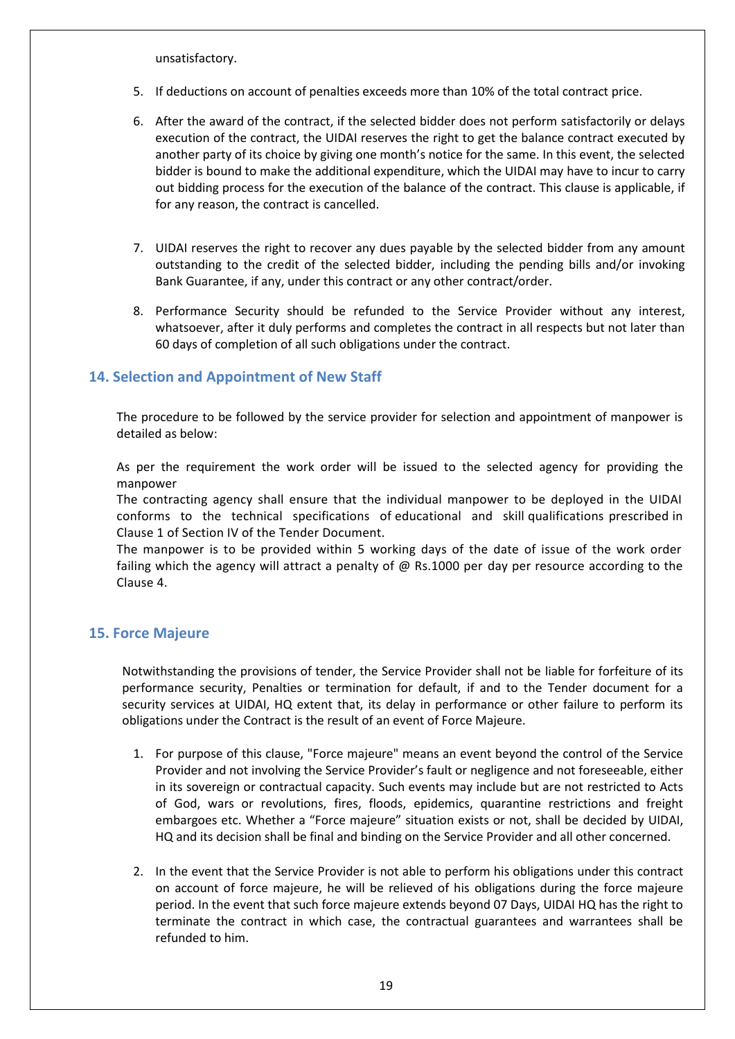unsatisfactory.

5. If deductions on account of penalties exceeds more than 10% of the total contract price.
6. After the award of the contract, if the selected bidder does not perform satisfactorily or delays execution of the contract, the UIDAI reserves the right to get the balance contract executed by another party of its choice by giving one month's notice for the same. In this event, the selected bidder is bound to make the additional expenditure, which the UIDAI may have to incur to carry out bidding process for the execution of the balance of the contract. This clause is applicable, if for any reason, the contract is cancelled.
7. UIDAI reserves the right to recover any dues payable by the selected bidder from any amount outstanding to the credit of the selected bidder, including the pending bills and/or invoking Bank Guarantee, if any, under this contract or any other contract/order.
8. Performance Security should be refunded to the Service Provider without any interest, whatsoever, after it duly performs and completes the contract in all respects but not later than 60 days of completion of all such obligations under the contract.

## 14. Selection and Appointment of New Staff

The procedure to be followed by the service provider for selection and appointment of manpower is detailed as below:

As per the requirement the work order will be issued to the selected agency for providing the manpower
The contracting agency shall ensure that the individual manpower to be deployed in the UIDAI conforms to the technical specifications of educational and skill qualifications prescribed in Clause 1 of Section IV of the Tender Document.
The manpower is to be provided within 5 working days of the date of issue of the work order failing which the agency will attract a penalty of @ Rs.1000 per day per resource according to the Clause 4.

## 15. Force Majeure

Notwithstanding the provisions of tender, the Service Provider shall not be liable for forfeiture of its performance security, Penalties or termination for default, if and to the Tender document for a security services at UIDAI, HQ extent that, its delay in performance or other failure to perform its obligations under the Contract is the result of an event of Force Majeure.

1. For purpose of this clause, "Force majeure" means an event beyond the control of the Service Provider and not involving the Service Provider's fault or negligence and not foreseeable, either in its sovereign or contractual capacity. Such events may include but are not restricted to Acts of God, wars or revolutions, fires, floods, epidemics, quarantine restrictions and freight embargoes etc. Whether a "Force majeure" situation exists or not, shall be decided by UIDAI, HQ and its decision shall be final and binding on the Service Provider and all other concerned.
2. In the event that the Service Provider is not able to perform his obligations under this contract on account of force majeure, he will be relieved of his obligations during the force majeure period. In the event that such force majeure extends beyond 07 Days, UIDAI HQ has the right to terminate the contract in which case, the contractual guarantees and warrantees shall be refunded to him.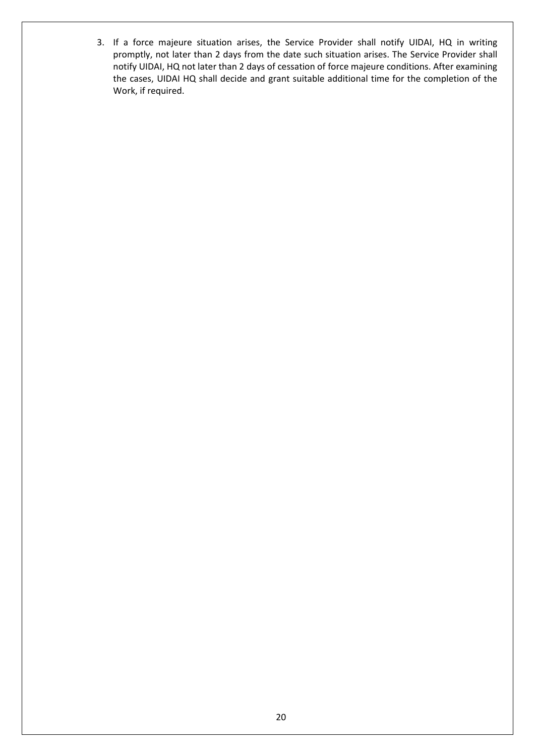3. If a force majeure situation arises, the Service Provider shall notify UIDAI, HQ in writing promptly, not later than 2 days from the date such situation arises. The Service Provider shall notify UIDAI, HQ not later than 2 days of cessation of force majeure conditions. After examining the cases, UIDAI HQ shall decide and grant suitable additional time for the completion of the Work, if required.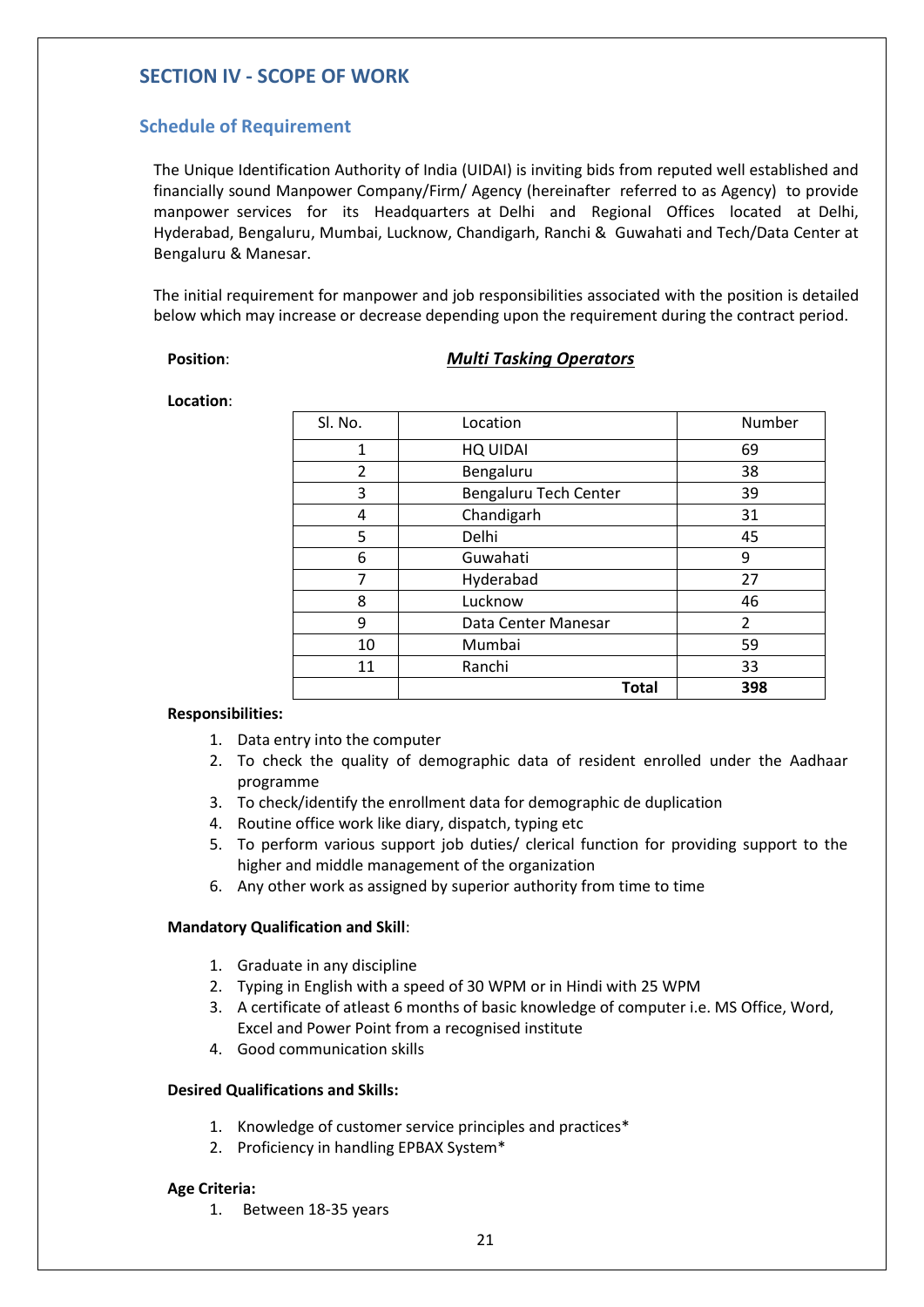## SECTION IV - SCOPE OF WORK

### Schedule of Requirement

The Unique Identification Authority of India (UIDAI) is inviting bids from reputed well established and financially sound Manpower Company/Firm/ Agency (hereinafter referred to as Agency) to provide manpower services for its Headquarters at Delhi and Regional Offices located at Delhi, Hyderabad, Bengaluru, Mumbai, Lucknow, Chandigarh, Ranchi & Guwahati and Tech/Data Center at Bengaluru & Manesar.

The initial requirement for manpower and job responsibilities associated with the position is detailed below which may increase or decrease depending upon the requirement during the contract period.

**Position**: ***Multi Tasking Operators***

**Location**:

| Sl. No. | Location | Number |
|---|---|---|
| 1 | HQ UIDAI | 69 |
| 2 | Bengaluru | 38 |
| 3 | Bengaluru Tech Center | 39 |
| 4 | Chandigarh | 31 |
| 5 | Delhi | 45 |
| 6 | Guwahati | 9 |
| 7 | Hyderabad | 27 |
| 8 | Lucknow | 46 |
| 9 | Data Center Manesar | 2 |
| 10 | Mumbai | 59 |
| 11 | Ranchi | 33 |
| | **Total** | **398** |

**Responsibilities:**

1. Data entry into the computer
2. To check the quality of demographic data of resident enrolled under the Aadhaar programme
3. To check/identify the enrollment data for demographic de duplication
4. Routine office work like diary, dispatch, typing etc
5. To perform various support job duties/ clerical function for providing support to the higher and middle management of the organization
6. Any other work as assigned by superior authority from time to time

**Mandatory Qualification and Skill**:

1. Graduate in any discipline
2. Typing in English with a speed of 30 WPM or in Hindi with 25 WPM
3. A certificate of atleast 6 months of basic knowledge of computer i.e. MS Office, Word, Excel and Power Point from a recognised institute
4. Good communication skills

**Desired Qualifications and Skills:**

1. Knowledge of customer service principles and practices*
2. Proficiency in handling EPBAX System*

**Age Criteria:**

1. Between 18-35 years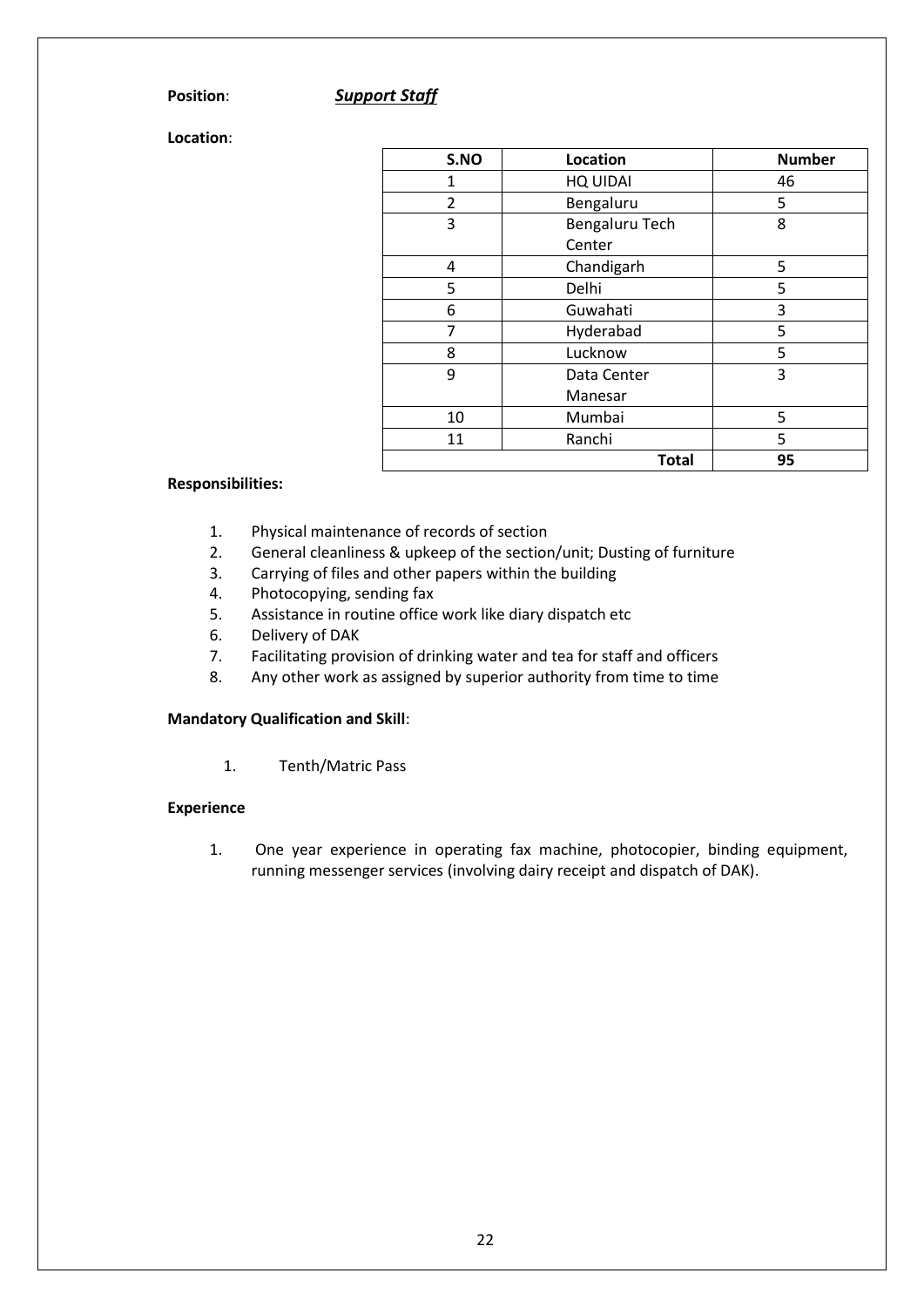**Position**: ***Support Staff***

**Location**:

| S.NO | Location | Number |
|---|---|---|
| 1 | HQ UIDAI | 46 |
| 2 | Bengaluru | 5 |
| 3 | Bengaluru Tech Center | 8 |
| 4 | Chandigarh | 5 |
| 5 | Delhi | 5 |
| 6 | Guwahati | 3 |
| 7 | Hyderabad | 5 |
| 8 | Lucknow | 5 |
| 9 | Data Center Manesar | 3 |
| 10 | Mumbai | 5 |
| 11 | Ranchi | 5 |
| | **Total** | **95** |

**Responsibilities:**

1. Physical maintenance of records of section
2. General cleanliness & upkeep of the section/unit; Dusting of furniture
3. Carrying of files and other papers within the building
4. Photocopying, sending fax
5. Assistance in routine office work like diary dispatch etc
6. Delivery of DAK
7. Facilitating provision of drinking water and tea for staff and officers
8. Any other work as assigned by superior authority from time to time

**Mandatory Qualification and Skill**:

1. Tenth/Matric Pass

**Experience**

1. One year experience in operating fax machine, photocopier, binding equipment, running messenger services (involving dairy receipt and dispatch of DAK).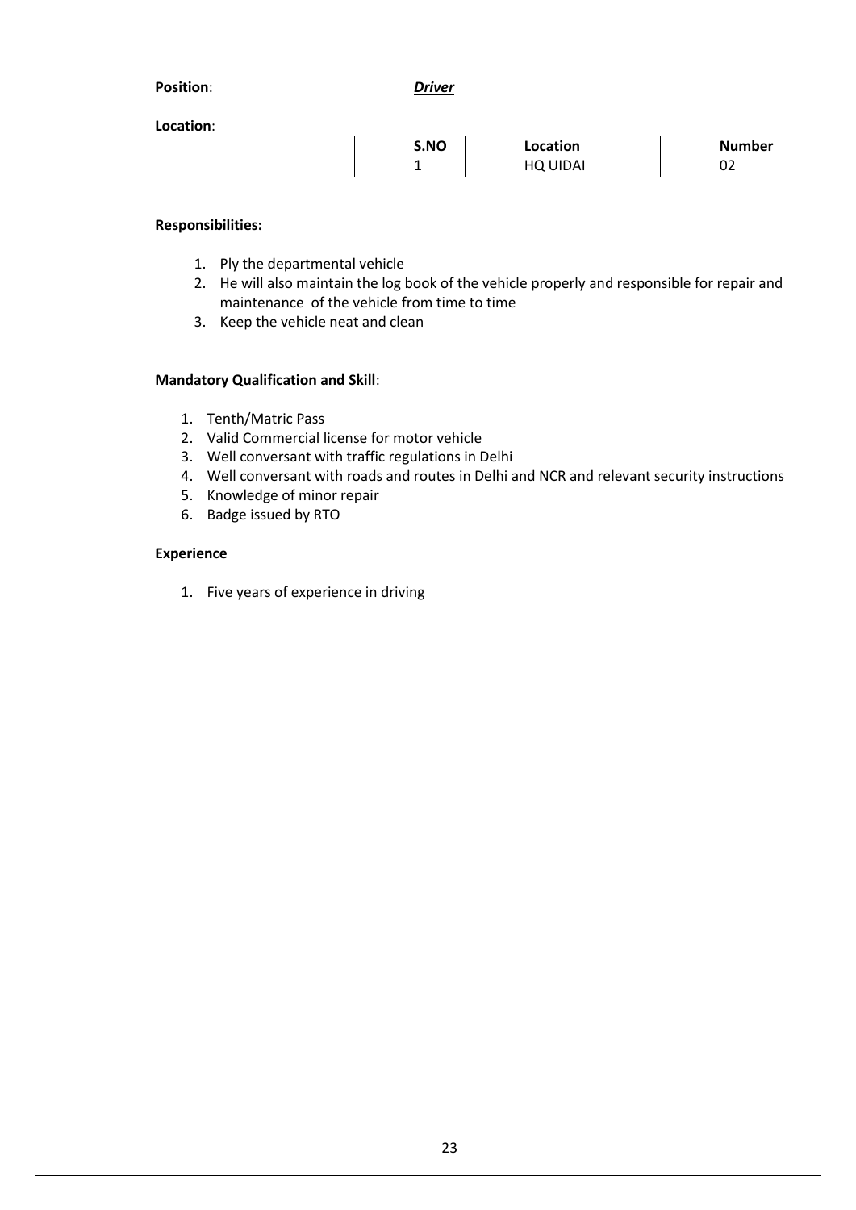**Position**: ***Driver***

**Location**:

| S.NO | Location | Number |
|---|---|---|
| 1 | HQ UIDAI | 02 |

**Responsibilities:**

1. Ply the departmental vehicle
2. He will also maintain the log book of the vehicle properly and responsible for repair and maintenance of the vehicle from time to time
3. Keep the vehicle neat and clean

**Mandatory Qualification and Skill**:

1. Tenth/Matric Pass
2. Valid Commercial license for motor vehicle
3. Well conversant with traffic regulations in Delhi
4. Well conversant with roads and routes in Delhi and NCR and relevant security instructions
5. Knowledge of minor repair
6. Badge issued by RTO

**Experience**

1. Five years of experience in driving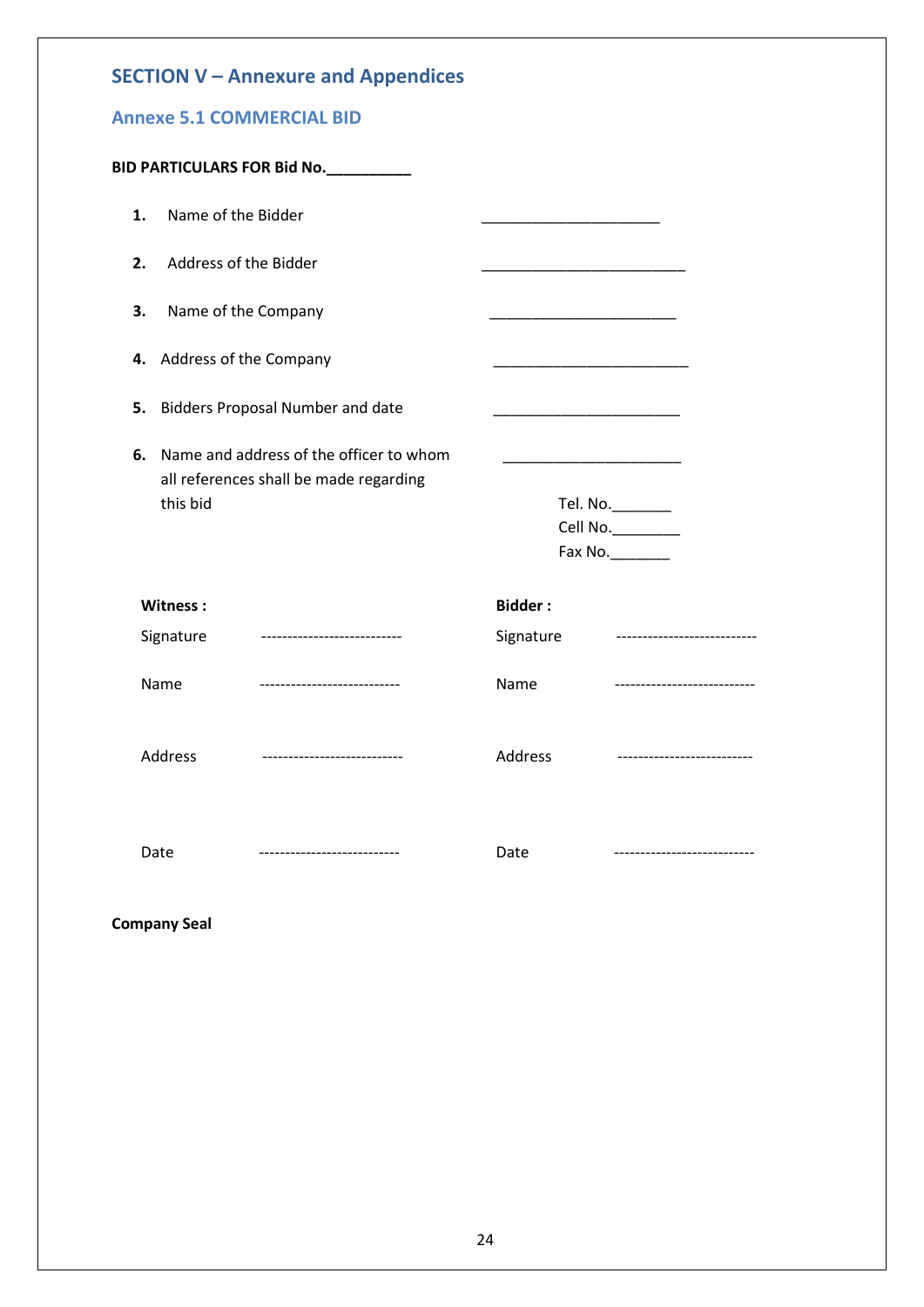# SECTION V – Annexure and Appendices

## Annexe 5.1 COMMERCIAL BID

**BID PARTICULARS FOR Bid No.__________**

1. Name of the Bidder _____________________
2. Address of the Bidder ________________________
3. Name of the Company ______________________
4. Address of the Company _______________________
5. Bidders Proposal Number and date ______________________
6. Name and address of the officer to whom all references shall be made regarding this bid _____________________

   Tel. No._______
   Cell No.________
   Fax No._______

| **Witness :** | | **Bidder :** | |
|---|---|---|---|
| Signature | --------------------------- | Signature | --------------------------- |
| Name | --------------------------- | Name | --------------------------- |
| Address | --------------------------- | Address | -------------------------- |
| Date | --------------------------- | Date | --------------------------- |

**Company Seal**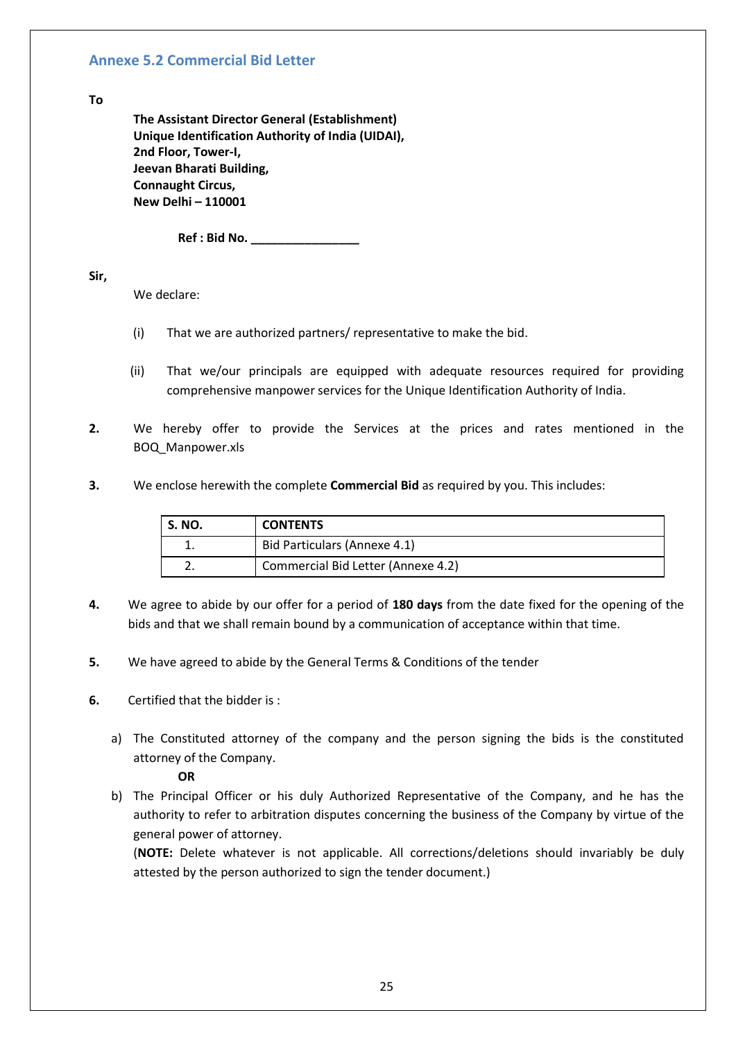## Annexe 5.2 Commercial Bid Letter

**To**

**The Assistant Director General (Establishment)**
**Unique Identification Authority of India (UIDAI),**
**2nd Floor, Tower-I,**
**Jeevan Bharati Building,**
**Connaught Circus,**
**New Delhi – 110001**

**Ref : Bid No. ________________**

**Sir,**

We declare:

(i) That we are authorized partners/ representative to make the bid.

(ii) That we/our principals are equipped with adequate resources required for providing comprehensive manpower services for the Unique Identification Authority of India.

**2.** We hereby offer to provide the Services at the prices and rates mentioned in the BOQ_Manpower.xls

**3.** We enclose herewith the complete **Commercial Bid** as required by you. This includes:

| S. NO. | CONTENTS |
|---|---|
| 1. | Bid Particulars (Annexe 4.1) |
| 2. | Commercial Bid Letter (Annexe 4.2) |

**4.** We agree to abide by our offer for a period of **180 days** from the date fixed for the opening of the bids and that we shall remain bound by a communication of acceptance within that time.

**5.** We have agreed to abide by the General Terms & Conditions of the tender

**6.** Certified that the bidder is :

a) The Constituted attorney of the company and the person signing the bids is the constituted attorney of the Company.

**OR**

b) The Principal Officer or his duly Authorized Representative of the Company, and he has the authority to refer to arbitration disputes concerning the business of the Company by virtue of the general power of attorney.

(**NOTE:** Delete whatever is not applicable. All corrections/deletions should invariably be duly attested by the person authorized to sign the tender document.)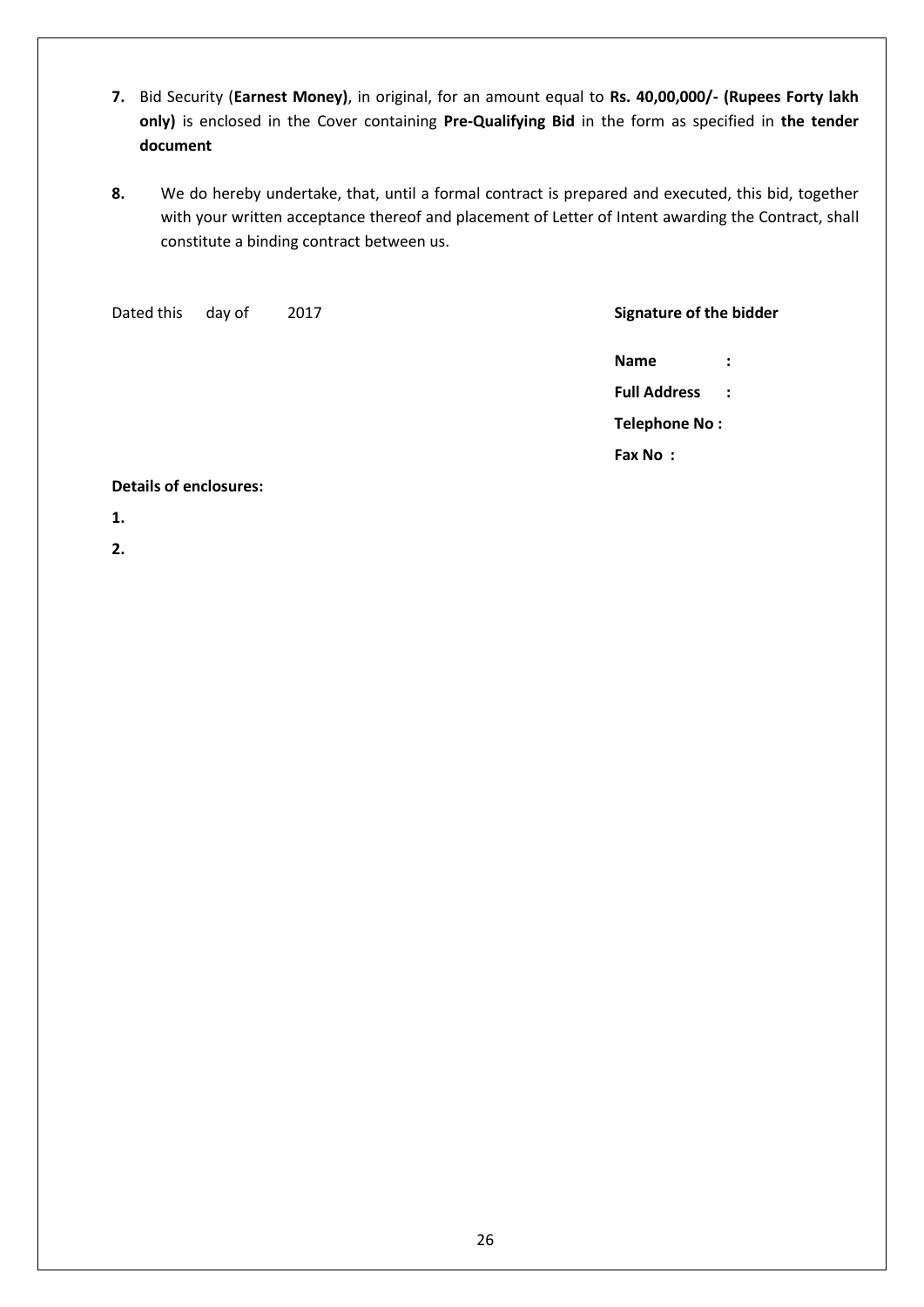7. Bid Security (**Earnest Money)**, in original, for an amount equal to **Rs. 40,00,000/- (Rupees Forty lakh only)** is enclosed in the Cover containing **Pre-Qualifying Bid** in the form as specified in **the tender document**

8. We do hereby undertake, that, until a formal contract is prepared and executed, this bid, together with your written acceptance thereof and placement of Letter of Intent awarding the Contract, shall constitute a binding contract between us.

Dated this day of 2017

**Signature of the bidder**

**Name :**

**Full Address :**

**Telephone No :**

**Fax No :**

**Details of enclosures:**

**1.**

**2.**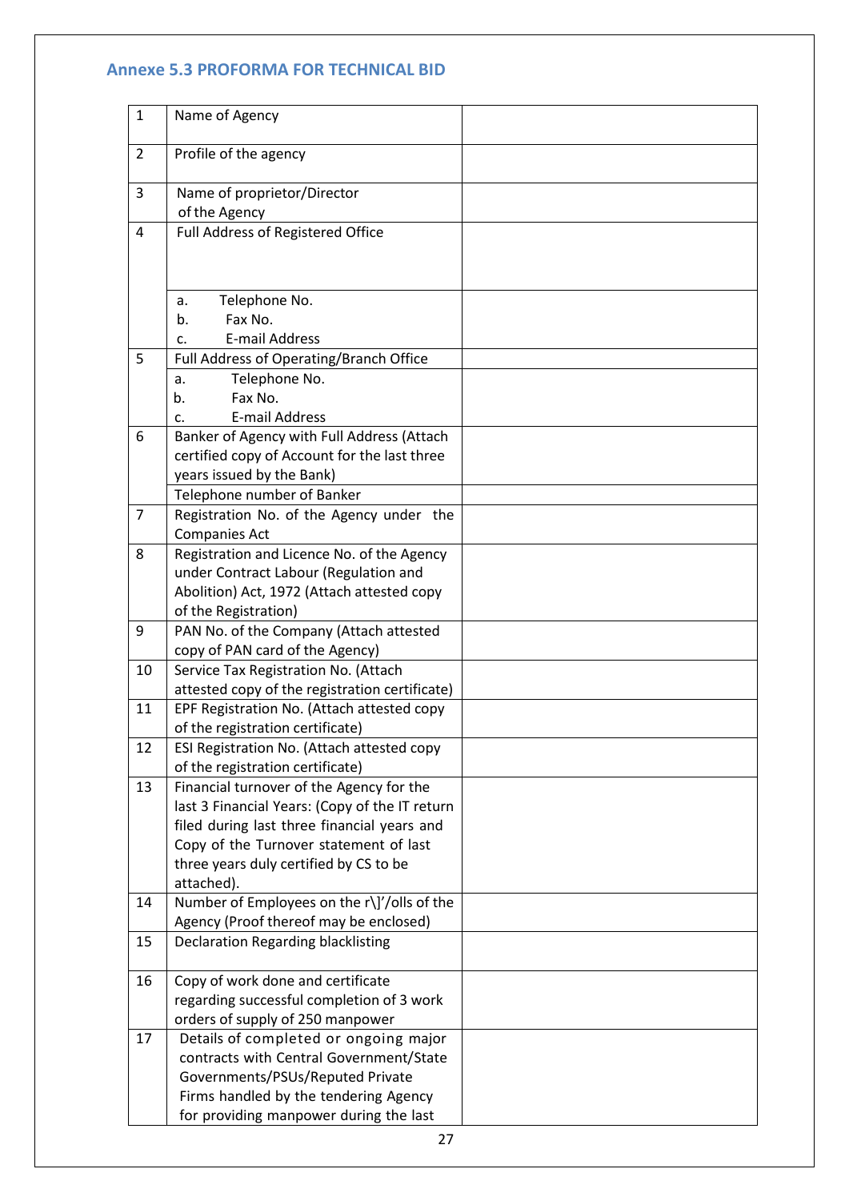### Annexe 5.3 PROFORMA FOR TECHNICAL BID

| 1 | Name of Agency | |
|---|---|---|
| 2 | Profile of the agency | |
| 3 | Name of proprietor/Director of the Agency | |
| 4 | Full Address of Registered Office | |
| | a. Telephone No.<br>b. Fax No.<br>c. E-mail Address | |
| 5 | Full Address of Operating/Branch Office | |
| | a. Telephone No.<br>b. Fax No.<br>c. E-mail Address | |
| 6 | Banker of Agency with Full Address (Attach certified copy of Account for the last three years issued by the Bank) | |
| | Telephone number of Banker | |
| 7 | Registration No. of the Agency under the Companies Act | |
| 8 | Registration and Licence No. of the Agency under Contract Labour (Regulation and Abolition) Act, 1972 (Attach attested copy of the Registration) | |
| 9 | PAN No. of the Company (Attach attested copy of PAN card of the Agency) | |
| 10 | Service Tax Registration No. (Attach attested copy of the registration certificate) | |
| 11 | EPF Registration No. (Attach attested copy of the registration certificate) | |
| 12 | ESI Registration No. (Attach attested copy of the registration certificate) | |
| 13 | Financial turnover of the Agency for the last 3 Financial Years: (Copy of the IT return filed during last three financial years and Copy of the Turnover statement of last three years duly certified by CS to be attached). | |
| 14 | Number of Employees on the r\]'/olls of the Agency (Proof thereof may be enclosed) | |
| 15 | Declaration Regarding blacklisting | |
| 16 | Copy of work done and certificate regarding successful completion of 3 work orders of supply of 250 manpower | |
| 17 | Details of completed or ongoing major contracts with Central Government/State Governments/PSUs/Reputed Private Firms handled by the tendering Agency for providing manpower during the last | |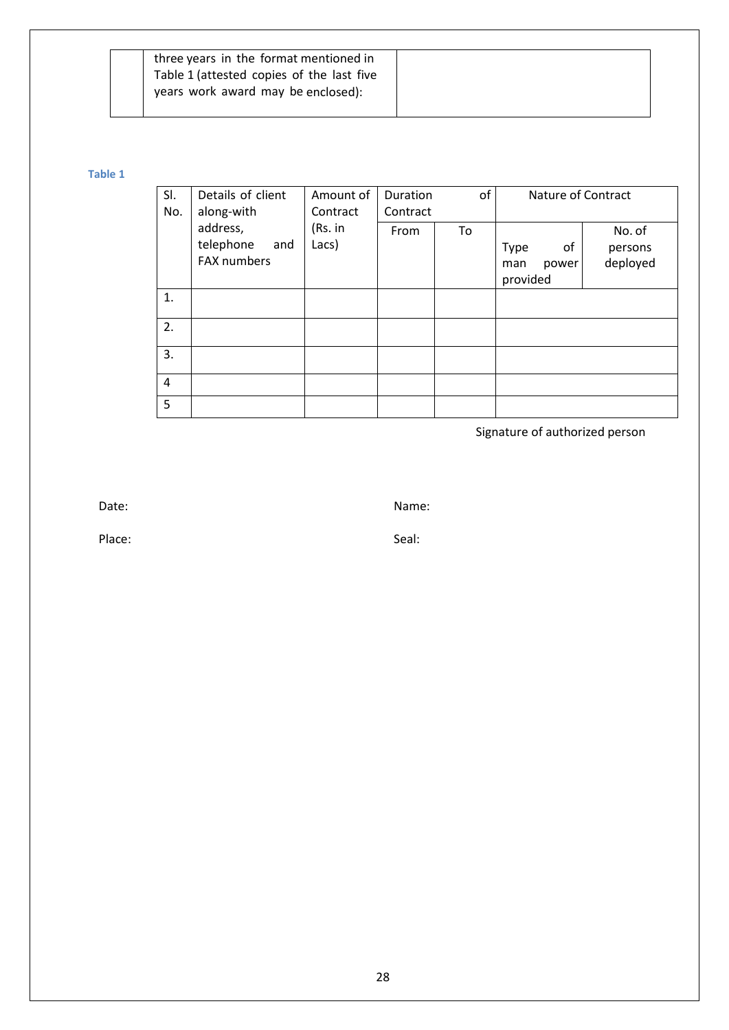| | three years in the format mentioned in Table 1 (attested copies of the last five years work award may be enclosed): | |
|---|---|---|

**Table 1**

| Sl. No. | Details of client along-with address, telephone and FAX numbers | Amount of Contract (Rs. in Lacs) | Duration of Contract | | Nature of Contract | |
|---|---|---|---|---|---|---|
| | | | From | To | Type of man power provided | No. of persons deployed |
| 1. | | | | | | |
| 2. | | | | | | |
| 3. | | | | | | |
| 4 | | | | | | |
| 5 | | | | | | |

Signature of authorized person

Date: Name:

Place: Seal: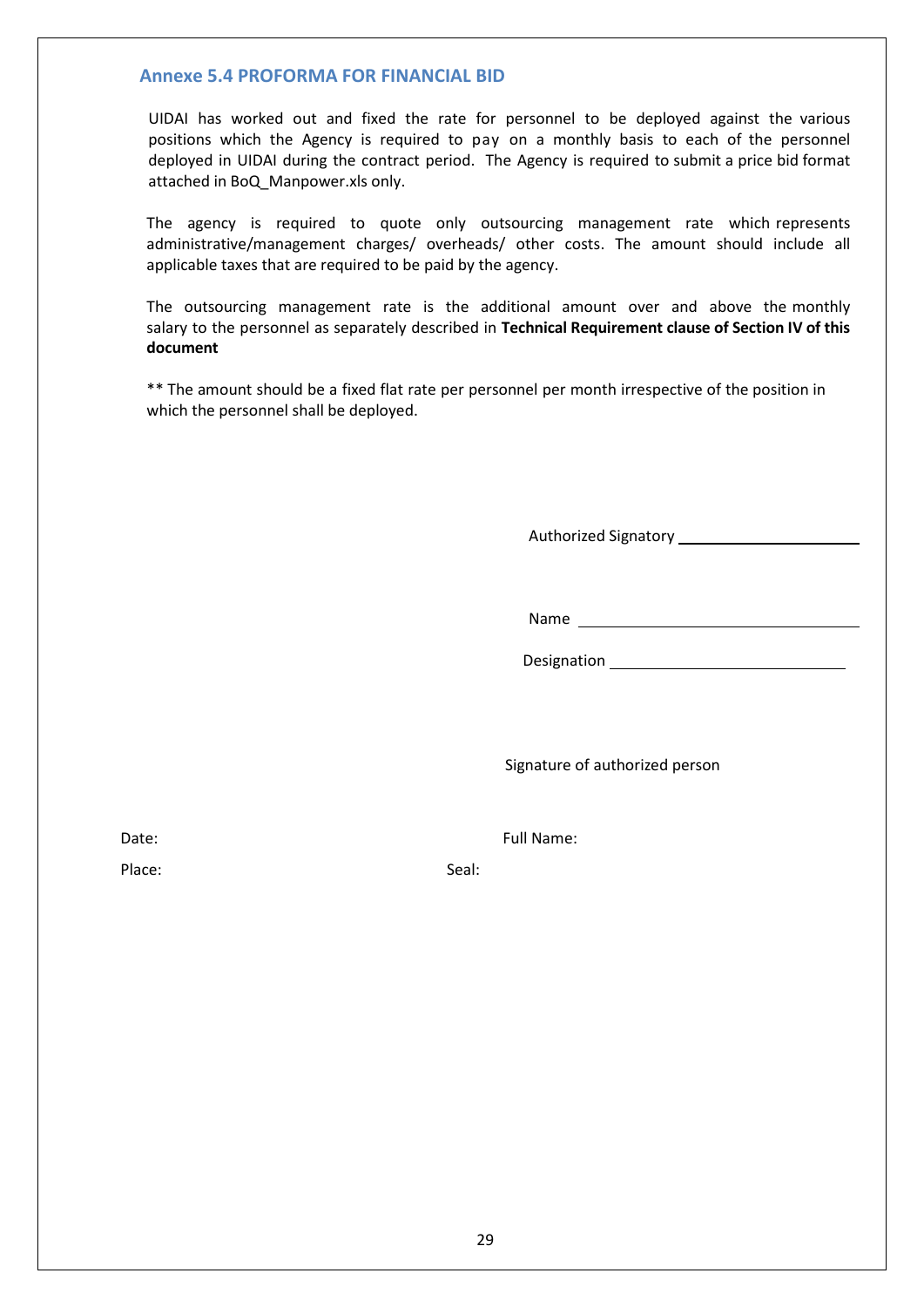## Annexe 5.4 PROFORMA FOR FINANCIAL BID

UIDAI has worked out and fixed the rate for personnel to be deployed against the various positions which the Agency is required to pay on a monthly basis to each of the personnel deployed in UIDAI during the contract period. The Agency is required to submit a price bid format attached in BoQ_Manpower.xls only.

The agency is required to quote only outsourcing management rate which represents administrative/management charges/ overheads/ other costs. The amount should include all applicable taxes that are required to be paid by the agency.

The outsourcing management rate is the additional amount over and above the monthly salary to the personnel as separately described in **Technical Requirement clause of Section IV of this document**

** The amount should be a fixed flat rate per personnel per month irrespective of the position in which the personnel shall be deployed.

Authorized Signatory ____________________

Name ______________________________

Designation _________________________

Signature of authorized person

Date: Full Name:

Place: Seal: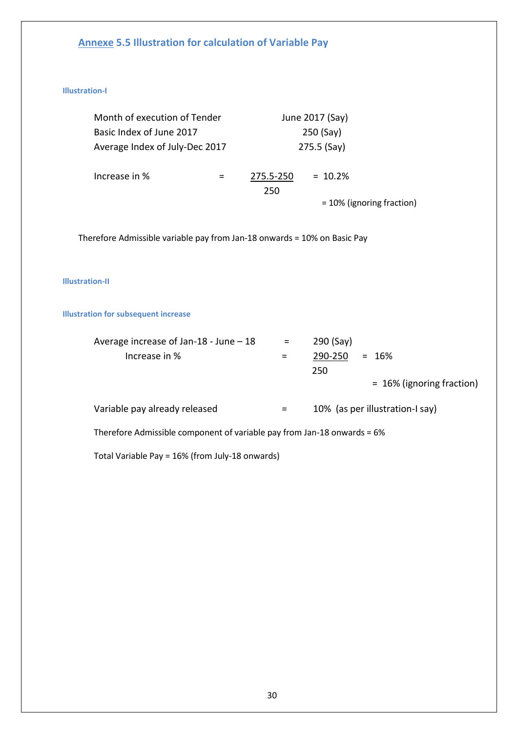## Annexe 5.5 Illustration for calculation of Variable Pay

**Illustration-I**

Month of execution of Tender June 2017 (Say)

Basic Index of June 2017 250 (Say)

Average Index of July-Dec 2017 275.5 (Say)

$$\text{Increase in \%} = \frac{275.5-250}{250} = 10.2\%$$

= 10% (ignoring fraction)

Therefore Admissible variable pay from Jan-18 onwards = 10% on Basic Pay

**Illustration-II**

**Illustration for subsequent increase**

Average increase of Jan-18 - June – 18 = 290 (Say)

$$\text{Increase in \%} = \frac{290-250}{250} = 16\%$$

= 16% (ignoring fraction)

Variable pay already released = 10% (as per illustration-I say)

Therefore Admissible component of variable pay from Jan-18 onwards = 6%

Total Variable Pay = 16% (from July-18 onwards)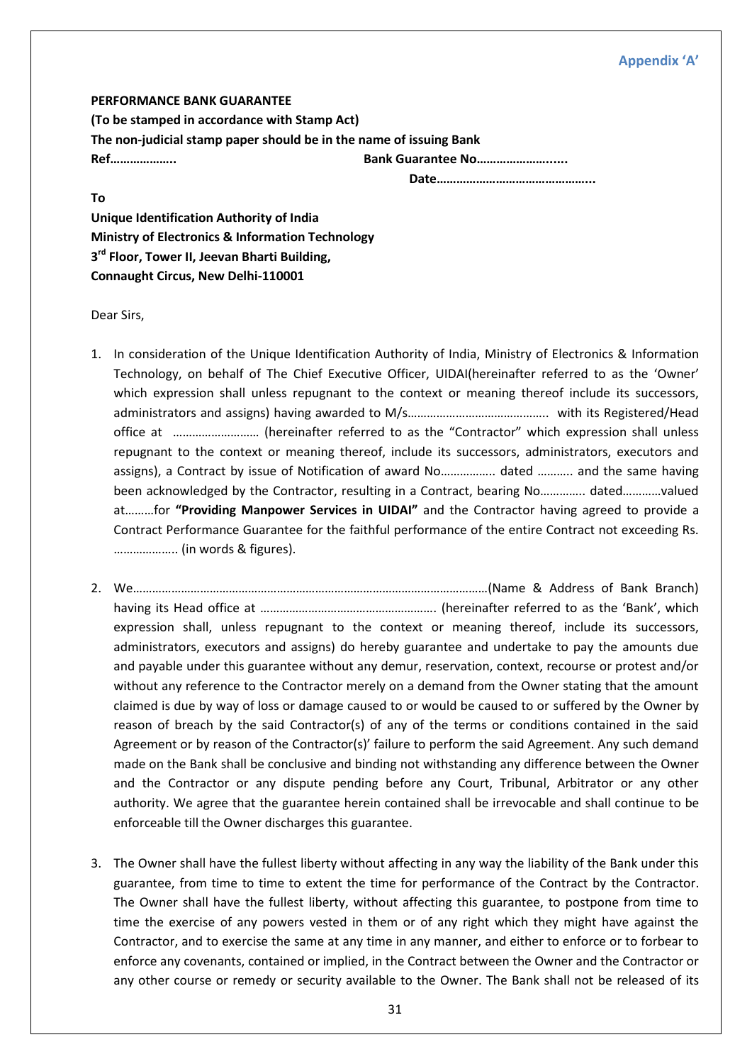**Appendix 'A'**

**PERFORMANCE BANK GUARANTEE**
**(To be stamped in accordance with Stamp Act)**
**The non-judicial stamp paper should be in the name of issuing Bank**
**Ref………………..** **Bank Guarantee No……………………....**
**Date………………………………………..**

**To**
**Unique Identification Authority of India**
**Ministry of Electronics & Information Technology**
**3rd Floor, Tower II, Jeevan Bharti Building,**
**Connaught Circus, New Delhi-110001**

Dear Sirs,

1. In consideration of the Unique Identification Authority of India, Ministry of Electronics & Information Technology, on behalf of The Chief Executive Officer, UIDAI(hereinafter referred to as the 'Owner' which expression shall unless repugnant to the context or meaning thereof include its successors, administrators and assigns) having awarded to M/s…………………………………….. with its Registered/Head office at ……………………… (hereinafter referred to as the "Contractor" which expression shall unless repugnant to the context or meaning thereof, include its successors, administrators, executors and assigns), a Contract by issue of Notification of award No…………….. dated ………. and the same having been acknowledged by the Contractor, resulting in a Contract, bearing No………….. dated…………valued at………for **"Providing Manpower Services in UIDAI"** and the Contractor having agreed to provide a Contract Performance Guarantee for the faithful performance of the entire Contract not exceeding Rs. ……………….. (in words & figures).

2. We……………………………………………………………………………………………(Name & Address of Bank Branch) having its Head office at ………………………………………………. (hereinafter referred to as the 'Bank', which expression shall, unless repugnant to the context or meaning thereof, include its successors, administrators, executors and assigns) do hereby guarantee and undertake to pay the amounts due and payable under this guarantee without any demur, reservation, context, recourse or protest and/or without any reference to the Contractor merely on a demand from the Owner stating that the amount claimed is due by way of loss or damage caused to or would be caused to or suffered by the Owner by reason of breach by the said Contractor(s) of any of the terms or conditions contained in the said Agreement or by reason of the Contractor(s)' failure to perform the said Agreement. Any such demand made on the Bank shall be conclusive and binding not withstanding any difference between the Owner and the Contractor or any dispute pending before any Court, Tribunal, Arbitrator or any other authority. We agree that the guarantee herein contained shall be irrevocable and shall continue to be enforceable till the Owner discharges this guarantee.

3. The Owner shall have the fullest liberty without affecting in any way the liability of the Bank under this guarantee, from time to time to extent the time for performance of the Contract by the Contractor. The Owner shall have the fullest liberty, without affecting this guarantee, to postpone from time to time the exercise of any powers vested in them or of any right which they might have against the Contractor, and to exercise the same at any time in any manner, and either to enforce or to forbear to enforce any covenants, contained or implied, in the Contract between the Owner and the Contractor or any other course or remedy or security available to the Owner. The Bank shall not be released of its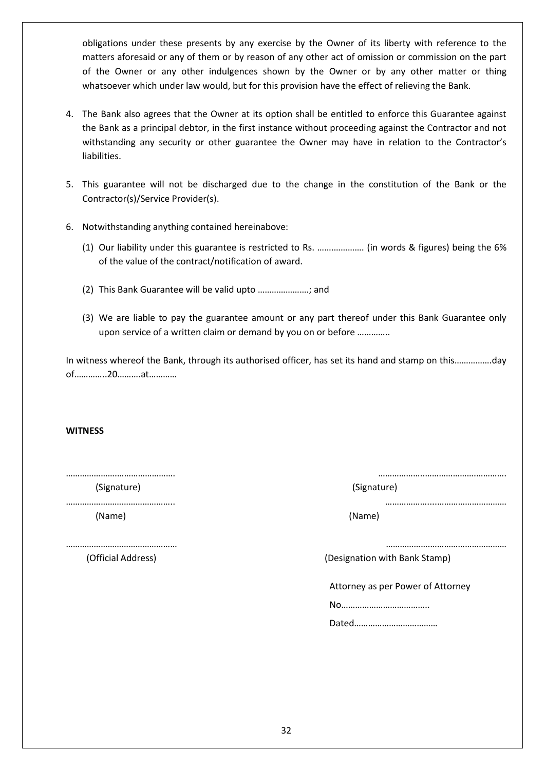obligations under these presents by any exercise by the Owner of its liberty with reference to the matters aforesaid or any of them or by reason of any other act of omission or commission on the part of the Owner or any other indulgences shown by the Owner or by any other matter or thing whatsoever which under law would, but for this provision have the effect of relieving the Bank.

4. The Bank also agrees that the Owner at its option shall be entitled to enforce this Guarantee against the Bank as a principal debtor, in the first instance without proceeding against the Contractor and not withstanding any security or other guarantee the Owner may have in relation to the Contractor's liabilities.

5. This guarantee will not be discharged due to the change in the constitution of the Bank or the Contractor(s)/Service Provider(s).

6. Notwithstanding anything contained hereinabove:

   (1) Our liability under this guarantee is restricted to Rs. ……………….. (in words & figures) being the 6% of the value of the contract/notification of award.

   (2) This Bank Guarantee will be valid upto ………………….; and

   (3) We are liable to pay the guarantee amount or any part thereof under this Bank Guarantee only upon service of a written claim or demand by you on or before ………….

In witness whereof the Bank, through its authorised officer, has set its hand and stamp on this…………….day of…………..20……….at…………

**WITNESS**

| | |
|---|---|
| ……………………………………… | ……………………………………………… |
| (Signature) | (Signature) |
| ……………………………………… | ……………………………………………… |
| (Name) | (Name) |
| ……………………………………… | ……………………………………………… |
| (Official Address) | (Designation with Bank Stamp) |
| | Attorney as per Power of Attorney |
| | No……………………………….. |
| | Dated……………………………… |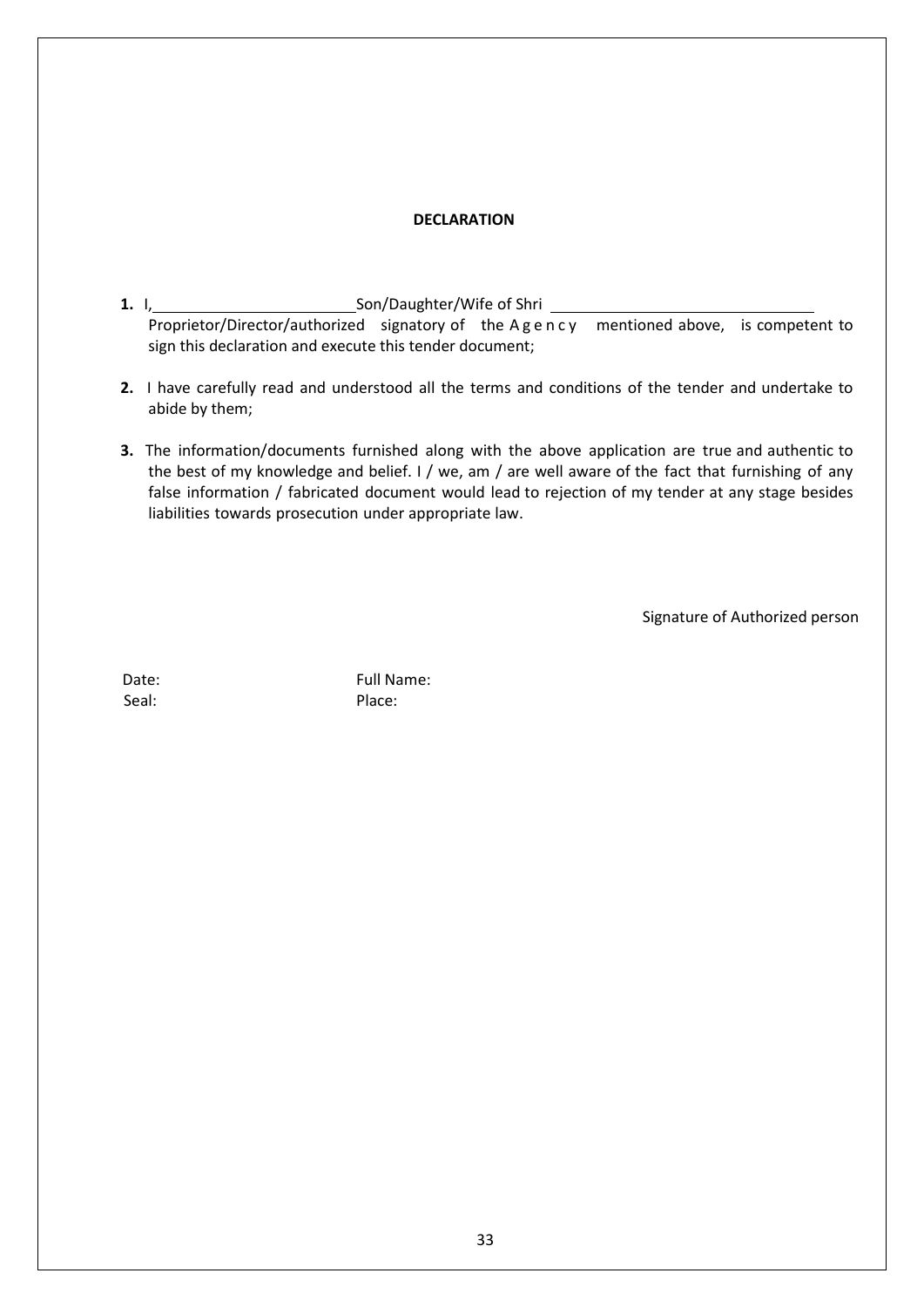**DECLARATION**

1. I,\_\_\_\_\_\_\_\_\_\_\_\_\_\_\_\_\_\_\_\_\_\_\_\_Son/Daughter/Wife of Shri \_\_\_\_\_\_\_\_\_\_\_\_\_\_\_\_\_\_\_\_\_\_\_\_\_\_\_\_\_\_\_ Proprietor/Director/authorized signatory of the Agency mentioned above, is competent to sign this declaration and execute this tender document;

2. I have carefully read and understood all the terms and conditions of the tender and undertake to abide by them;

3. The information/documents furnished along with the above application are true and authentic to the best of my knowledge and belief. I / we, am / are well aware of the fact that furnishing of any false information / fabricated document would lead to rejection of my tender at any stage besides liabilities towards prosecution under appropriate law.

Signature of Authorized person

Date: Full Name:

Seal: Place: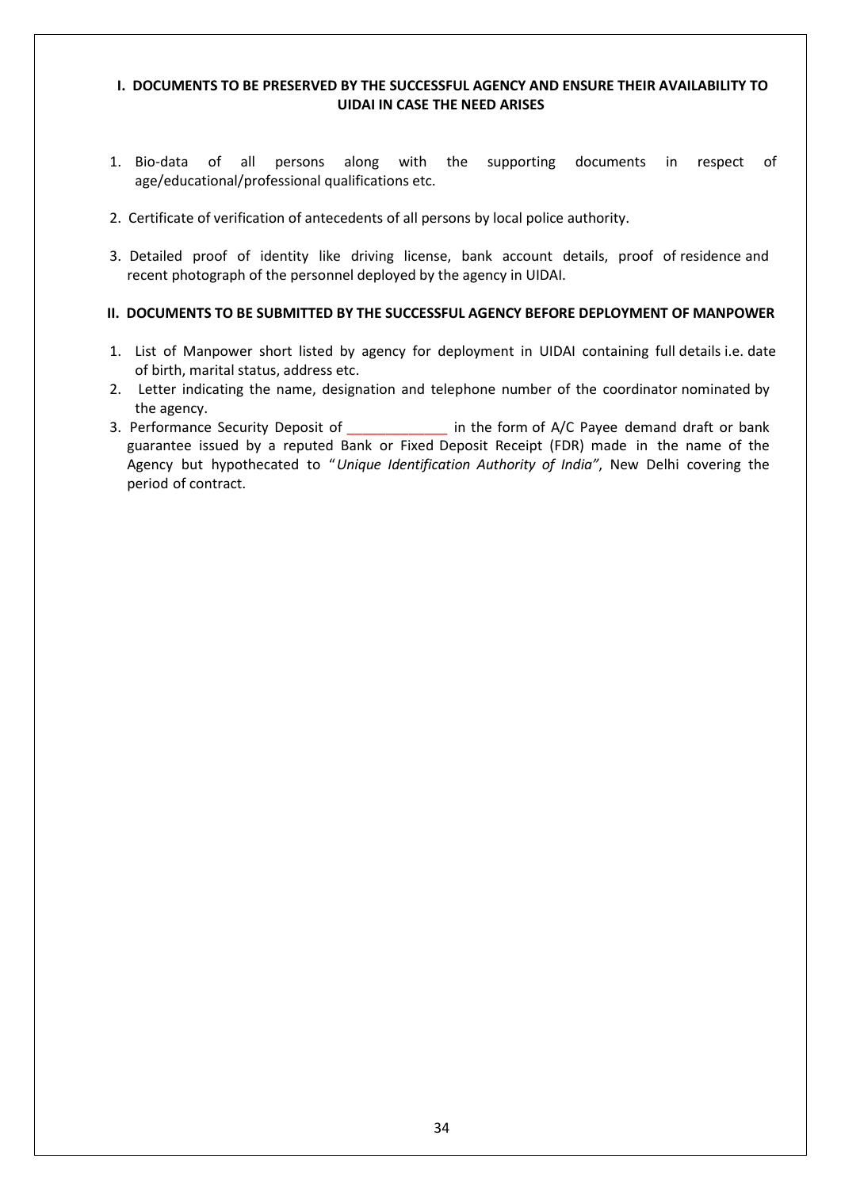## I. DOCUMENTS TO BE PRESERVED BY THE SUCCESSFUL AGENCY AND ENSURE THEIR AVAILABILITY TO UIDAI IN CASE THE NEED ARISES

1. Bio-data of all persons along with the supporting documents in respect of age/educational/professional qualifications etc.
2. Certificate of verification of antecedents of all persons by local police authority.
3. Detailed proof of identity like driving license, bank account details, proof of residence and recent photograph of the personnel deployed by the agency in UIDAI.

## II. DOCUMENTS TO BE SUBMITTED BY THE SUCCESSFUL AGENCY BEFORE DEPLOYMENT OF MANPOWER

1. List of Manpower short listed by agency for deployment in UIDAI containing full details i.e. date of birth, marital status, address etc.
2. Letter indicating the name, designation and telephone number of the coordinator nominated by the agency.
3. Performance Security Deposit of _____________ in the form of A/C Payee demand draft or bank guarantee issued by a reputed Bank or Fixed Deposit Receipt (FDR) made in the name of the Agency but hypothecated to "*Unique Identification Authority of India"*, New Delhi covering the period of contract.